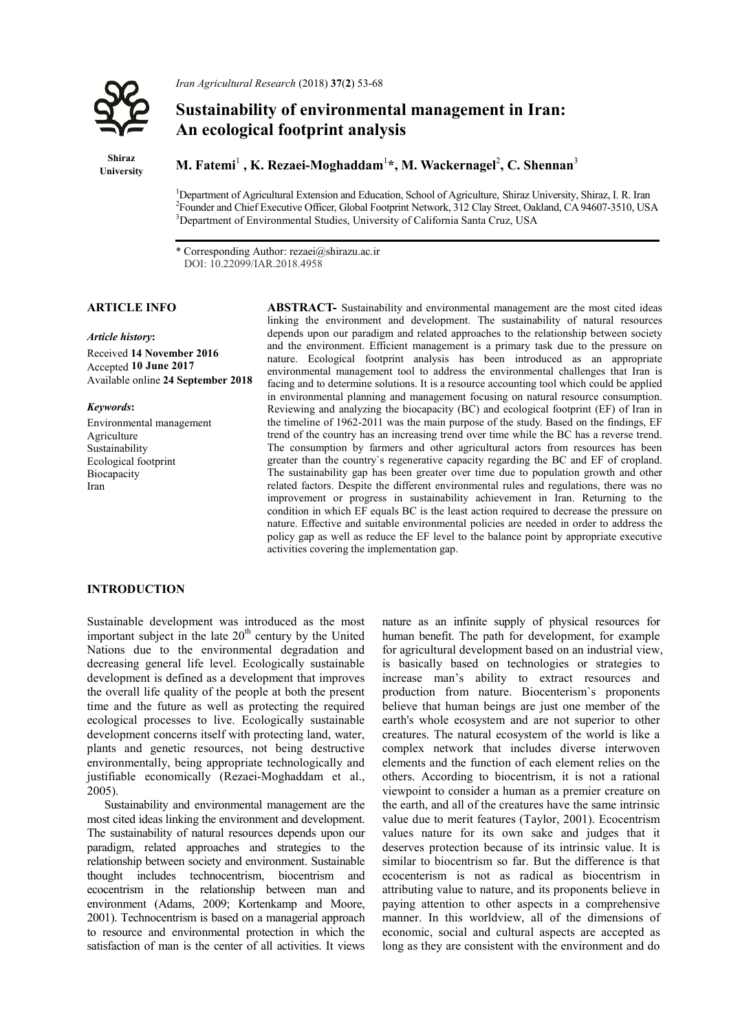*Iran Agricultural Research* (2018) **37**(**2**) 53-68

Shiraz University

# Sustainability of environmental management in Iran: An ecological footprint analysis

**M. Fatemi**[1], **K. Rezaei-Moghaddam**[1]*, **M. Wackernagel**[2], **C. Shennan**[3]

[1]Department of Agricultural Extension and Education, School of Agriculture, Shiraz University, Shiraz, I. R. Iran
[2]Founder and Chief Executive Officer, Global Footprint Network, 312 Clay Street, Oakland, CA 94607-3510, USA
[3]Department of Environmental Studies, University of California Santa Cruz, USA

\* Corresponding Author: rezaei@shirazu.ac.ir
DOI: 10.22099/IAR.2018.4958

## ARTICLE INFO

***Article history*:**
Received **14 November 2016**
Accepted **10 June 2017**
Available online **24 September 2018**

***Keywords*:**
Environmental management
Agriculture
Sustainability
Ecological footprint
Biocapacity
Iran

**ABSTRACT-** Sustainability and environmental management are the most cited ideas linking the environment and development. The sustainability of natural resources depends upon our paradigm and related approaches to the relationship between society and the environment. Efficient management is a primary task due to the pressure on nature. Ecological footprint analysis has been introduced as an appropriate environmental management tool to address the environmental challenges that Iran is facing and to determine solutions. It is a resource accounting tool which could be applied in environmental planning and management focusing on natural resource consumption. Reviewing and analyzing the biocapacity (BC) and ecological footprint (EF) of Iran in the timeline of 1962-2011 was the main purpose of the study. Based on the findings, EF trend of the country has an increasing trend over time while the BC has a reverse trend. The consumption by farmers and other agricultural actors from resources has been greater than the country`s regenerative capacity regarding the BC and EF of cropland. The sustainability gap has been greater over time due to population growth and other related factors. Despite the different environmental rules and regulations, there was no improvement or progress in sustainability achievement in Iran. Returning to the condition in which EF equals BC is the least action required to decrease the pressure on nature. Effective and suitable environmental policies are needed in order to address the policy gap as well as reduce the EF level to the balance point by appropriate executive activities covering the implementation gap.

## INTRODUCTION

Sustainable development was introduced as the most important subject in the late 20$^{th}$ century by the United Nations due to the environmental degradation and decreasing general life level. Ecologically sustainable development is defined as a development that improves the overall life quality of the people at both the present time and the future as well as protecting the required ecological processes to live. Ecologically sustainable development concerns itself with protecting land, water, plants and genetic resources, not being destructive environmentally, being appropriate technologically and justifiable economically (Rezaei-Moghaddam et al., 2005).

Sustainability and environmental management are the most cited ideas linking the environment and development. The sustainability of natural resources depends upon our paradigm, related approaches and strategies to the relationship between society and environment. Sustainable thought includes technocentrism, biocentrism and ecocentrism in the relationship between man and environment (Adams, 2009; Kortenkamp and Moore, 2001). Technocentrism is based on a managerial approach to resource and environmental protection in which the satisfaction of man is the center of all activities. It views nature as an infinite supply of physical resources for human benefit. The path for development, for example for agricultural development based on an industrial view, is basically based on technologies or strategies to increase man's ability to extract resources and production from nature. Biocenterism`s proponents believe that human beings are just one member of the earth's whole ecosystem and are not superior to other creatures. The natural ecosystem of the world is like a complex network that includes diverse interwoven elements and the function of each element relies on the others. According to biocentrism, it is not a rational viewpoint to consider a human as a premier creature on the earth, and all of the creatures have the same intrinsic value due to merit features (Taylor, 2001). Ecocentrism values nature for its own sake and judges that it deserves protection because of its intrinsic value. It is similar to biocentrism so far. But the difference is that ecocenterism is not as radical as biocentrism in attributing value to nature, and its proponents believe in paying attention to other aspects in a comprehensive manner. In this worldview, all of the dimensions of economic, social and cultural aspects are accepted as long as they are consistent with the environment and do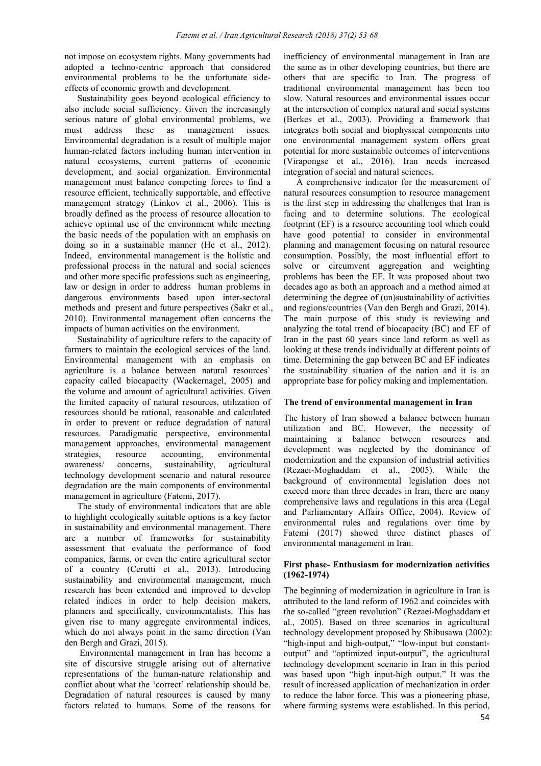not impose on ecosystem rights. Many governments had adopted a techno-centric approach that considered environmental problems to be the unfortunate side-effects of economic growth and development.

Sustainability goes beyond ecological efficiency to also include social sufficiency. Given the increasingly serious nature of global environmental problems, we must address these as management issues. Environmental degradation is a result of multiple major human-related factors including human intervention in natural ecosystems, current patterns of economic development, and social organization. Environmental management must balance competing forces to find a resource efficient, technically supportable, and effective management strategy (Linkov et al., 2006). This is broadly defined as the process of resource allocation to achieve optimal use of the environment while meeting the basic needs of the population with an emphasis on doing so in a sustainable manner (He et al., 2012). Indeed, environmental management is the holistic and professional process in the natural and social sciences and other more specific professions such as engineering, law or design in order to address human problems in dangerous environments based upon inter-sectoral methods and present and future perspectives (Sakr et al., 2010). Environmental management often concerns the impacts of human activities on the environment.

Sustainability of agriculture refers to the capacity of farmers to maintain the ecological services of the land. Environmental management with an emphasis on agriculture is a balance between natural resources` capacity called biocapacity (Wackernagel, 2005) and the volume and amount of agricultural activities. Given the limited capacity of natural resources, utilization of resources should be rational, reasonable and calculated in order to prevent or reduce degradation of natural resources. Paradigmatic perspective, environmental management approaches, environmental management strategies, resource accounting, environmental awareness/ concerns, sustainability, agricultural technology development scenario and natural resource degradation are the main components of environmental management in agriculture (Fatemi, 2017).

The study of environmental indicators that are able to highlight ecologically suitable options is a key factor in sustainability and environmental management. There are a number of frameworks for sustainability assessment that evaluate the performance of food companies, farms, or even the entire agricultural sector of a country (Cerutti et al., 2013). Introducing sustainability and environmental management, much research has been extended and improved to develop related indices in order to help decision makers, planners and specifically, environmentalists. This has given rise to many aggregate environmental indices, which do not always point in the same direction (Van den Bergh and Grazi, 2015).

Environmental management in Iran has become a site of discursive struggle arising out of alternative representations of the human-nature relationship and conflict about what the 'correct' relationship should be. Degradation of natural resources is caused by many factors related to humans. Some of the reasons for inefficiency of environmental management in Iran are the same as in other developing countries, but there are others that are specific to Iran. The progress of traditional environmental management has been too slow. Natural resources and environmental issues occur at the intersection of complex natural and social systems (Berkes et al., 2003). Providing a framework that integrates both social and biophysical components into one environmental management system offers great potential for more sustainable outcomes of interventions (Virapongse et al., 2016). Iran needs increased integration of social and natural sciences.

A comprehensive indicator for the measurement of natural resources consumption to resource management is the first step in addressing the challenges that Iran is facing and to determine solutions. The ecological footprint (EF) is a resource accounting tool which could have good potential to consider in environmental planning and management focusing on natural resource consumption. Possibly, the most influential effort to solve or circumvent aggregation and weighting problems has been the EF. It was proposed about two decades ago as both an approach and a method aimed at determining the degree of (un)sustainability of activities and regions/countries (Van den Bergh and Grazi, 2014). The main purpose of this study is reviewing and analyzing the total trend of biocapacity (BC) and EF of Iran in the past 60 years since land reform as well as looking at these trends individually at different points of time. Determining the gap between BC and EF indicates the sustainability situation of the nation and it is an appropriate base for policy making and implementation.

## The trend of environmental management in Iran

The history of Iran showed a balance between human utilization and BC. However, the necessity of maintaining a balance between resources and development was neglected by the dominance of modernization and the expansion of industrial activities (Rezaei-Moghaddam et al., 2005). While the background of environmental legislation does not exceed more than three decades in Iran, there are many comprehensive laws and regulations in this area (Legal and Parliamentary Affairs Office, 2004). Review of environmental rules and regulations over time by Fatemi (2017) showed three distinct phases of environmental management in Iran.

### First phase- Enthusiasm for modernization activities (1962-1974)

The beginning of modernization in agriculture in Iran is attributed to the land reform of 1962 and coincides with the so-called "green revolution" (Rezaei-Moghaddam et al., 2005). Based on three scenarios in agricultural technology development proposed by Shibusawa (2002): "high-input and high-output," "low-input but constant-output" and "optimized input-output", the agricultural technology development scenario in Iran in this period was based upon "high input-high output." It was the result of increased application of mechanization in order to reduce the labor force. This was a pioneering phase, where farming systems were established. In this period,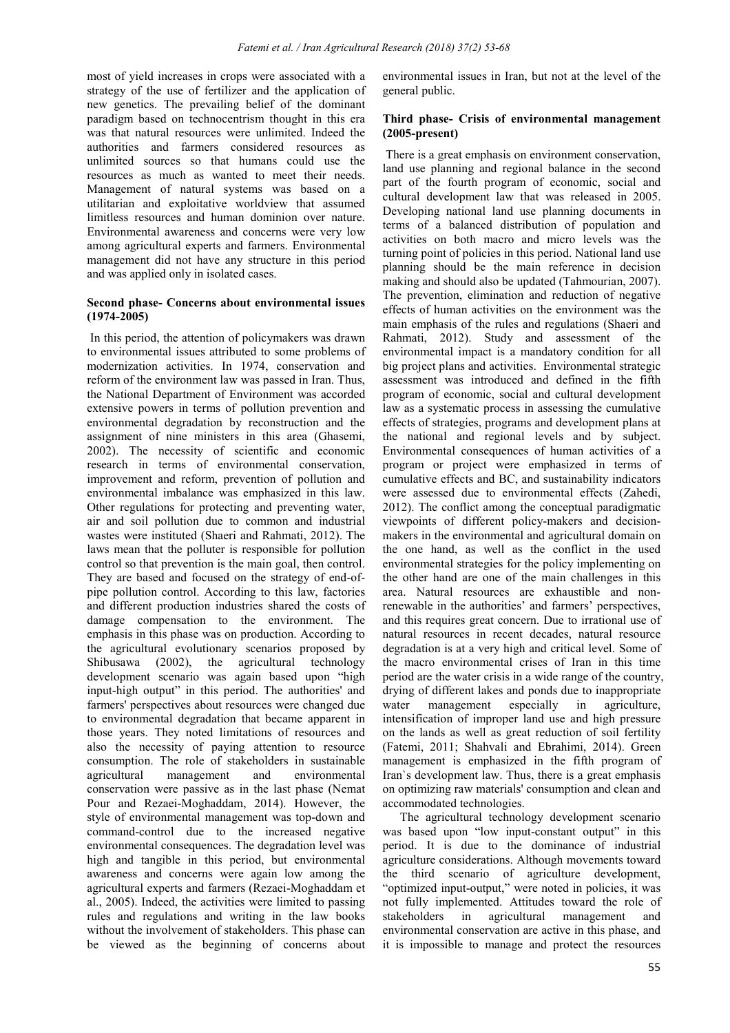most of yield increases in crops were associated with a strategy of the use of fertilizer and the application of new genetics. The prevailing belief of the dominant paradigm based on technocentrism thought in this era was that natural resources were unlimited. Indeed the authorities and farmers considered resources as unlimited sources so that humans could use the resources as much as wanted to meet their needs. Management of natural systems was based on a utilitarian and exploitative worldview that assumed limitless resources and human dominion over nature. Environmental awareness and concerns were very low among agricultural experts and farmers. Environmental management did not have any structure in this period and was applied only in isolated cases.

### Second phase- Concerns about environmental issues (1974-2005)

In this period, the attention of policymakers was drawn to environmental issues attributed to some problems of modernization activities. In 1974, conservation and reform of the environment law was passed in Iran. Thus, the National Department of Environment was accorded extensive powers in terms of pollution prevention and environmental degradation by reconstruction and the assignment of nine ministers in this area (Ghasemi, 2002). The necessity of scientific and economic research in terms of environmental conservation, improvement and reform, prevention of pollution and environmental imbalance was emphasized in this law. Other regulations for protecting and preventing water, air and soil pollution due to common and industrial wastes were instituted (Shaeri and Rahmati, 2012). The laws mean that the polluter is responsible for pollution control so that prevention is the main goal, then control. They are based and focused on the strategy of end-of-pipe pollution control. According to this law, factories and different production industries shared the costs of damage compensation to the environment. The emphasis in this phase was on production. According to the agricultural evolutionary scenarios proposed by Shibusawa (2002), the agricultural technology development scenario was again based upon "high input-high output" in this period. The authorities' and farmers' perspectives about resources were changed due to environmental degradation that became apparent in those years. They noted limitations of resources and also the necessity of paying attention to resource consumption. The role of stakeholders in sustainable agricultural management and environmental conservation were passive as in the last phase (Nemat Pour and Rezaei-Moghaddam, 2014). However, the style of environmental management was top-down and command-control due to the increased negative environmental consequences. The degradation level was high and tangible in this period, but environmental awareness and concerns were again low among the agricultural experts and farmers (Rezaei-Moghaddam et al., 2005). Indeed, the activities were limited to passing rules and regulations and writing in the law books without the involvement of stakeholders. This phase can be viewed as the beginning of concerns about environmental issues in Iran, but not at the level of the general public.

### Third phase- Crisis of environmental management (2005-present)

There is a great emphasis on environment conservation, land use planning and regional balance in the second part of the fourth program of economic, social and cultural development law that was released in 2005. Developing national land use planning documents in terms of a balanced distribution of population and activities on both macro and micro levels was the turning point of policies in this period. National land use planning should be the main reference in decision making and should also be updated (Tahmourian, 2007). The prevention, elimination and reduction of negative effects of human activities on the environment was the main emphasis of the rules and regulations (Shaeri and Rahmati, 2012). Study and assessment of the environmental impact is a mandatory condition for all big project plans and activities. Environmental strategic assessment was introduced and defined in the fifth program of economic, social and cultural development law as a systematic process in assessing the cumulative effects of strategies, programs and development plans at the national and regional levels and by subject. Environmental consequences of human activities of a program or project were emphasized in terms of cumulative effects and BC, and sustainability indicators were assessed due to environmental effects (Zahedi, 2012). The conflict among the conceptual paradigmatic viewpoints of different policy-makers and decision-makers in the environmental and agricultural domain on the one hand, as well as the conflict in the used environmental strategies for the policy implementing on the other hand are one of the main challenges in this area. Natural resources are exhaustible and non-renewable in the authorities' and farmers' perspectives, and this requires great concern. Due to irrational use of natural resources in recent decades, natural resource degradation is at a very high and critical level. Some of the macro environmental crises of Iran in this time period are the water crisis in a wide range of the country, drying of different lakes and ponds due to inappropriate water management especially in agriculture, intensification of improper land use and high pressure on the lands as well as great reduction of soil fertility (Fatemi, 2011; Shahvali and Ebrahimi, 2014). Green management is emphasized in the fifth program of Iran`s development law. Thus, there is a great emphasis on optimizing raw materials' consumption and clean and accommodated technologies.

The agricultural technology development scenario was based upon "low input-constant output" in this period. It is due to the dominance of industrial agriculture considerations. Although movements toward the third scenario of agriculture development, "optimized input-output," were noted in policies, it was not fully implemented. Attitudes toward the role of stakeholders in agricultural management and environmental conservation are active in this phase, and it is impossible to manage and protect the resources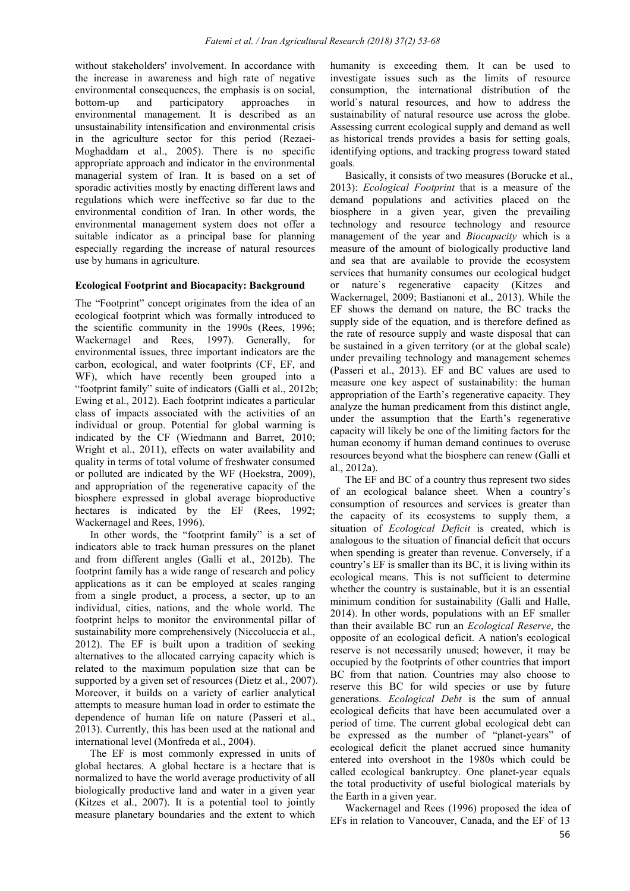without stakeholders' involvement. In accordance with the increase in awareness and high rate of negative environmental consequences, the emphasis is on social, bottom-up and participatory approaches in environmental management. It is described as an unsustainability intensification and environmental crisis in the agriculture sector for this period (Rezaei-Moghaddam et al., 2005). There is no specific appropriate approach and indicator in the environmental managerial system of Iran. It is based on a set of sporadic activities mostly by enacting different laws and regulations which were ineffective so far due to the environmental condition of Iran. In other words, the environmental management system does not offer a suitable indicator as a principal base for planning especially regarding the increase of natural resources use by humans in agriculture.

### Ecological Footprint and Biocapacity: Background

The "Footprint" concept originates from the idea of an ecological footprint which was formally introduced to the scientific community in the 1990s (Rees, 1996; Wackernagel and Rees, 1997). Generally, for environmental issues, three important indicators are the carbon, ecological, and water footprints (CF, EF, and WF), which have recently been grouped into a "footprint family" suite of indicators (Galli et al., 2012b; Ewing et al., 2012). Each footprint indicates a particular class of impacts associated with the activities of an individual or group. Potential for global warming is indicated by the CF (Wiedmann and Barret, 2010; Wright et al., 2011), effects on water availability and quality in terms of total volume of freshwater consumed or polluted are indicated by the WF (Hoekstra, 2009), and appropriation of the regenerative capacity of the biosphere expressed in global average bioproductive hectares is indicated by the EF (Rees, 1992; Wackernagel and Rees, 1996).

In other words, the "footprint family" is a set of indicators able to track human pressures on the planet and from different angles (Galli et al., 2012b). The footprint family has a wide range of research and policy applications as it can be employed at scales ranging from a single product, a process, a sector, up to an individual, cities, nations, and the whole world. The footprint helps to monitor the environmental pillar of sustainability more comprehensively (Niccoluccia et al., 2012). The EF is built upon a tradition of seeking alternatives to the allocated carrying capacity which is related to the maximum population size that can be supported by a given set of resources (Dietz et al., 2007). Moreover, it builds on a variety of earlier analytical attempts to measure human load in order to estimate the dependence of human life on nature (Passeri et al., 2013). Currently, this has been used at the national and international level (Monfreda et al., 2004).

The EF is most commonly expressed in units of global hectares. A global hectare is a hectare that is normalized to have the world average productivity of all biologically productive land and water in a given year (Kitzes et al., 2007). It is a potential tool to jointly measure planetary boundaries and the extent to which humanity is exceeding them. It can be used to investigate issues such as the limits of resource consumption, the international distribution of the world`s natural resources, and how to address the sustainability of natural resource use across the globe. Assessing current ecological supply and demand as well as historical trends provides a basis for setting goals, identifying options, and tracking progress toward stated goals.

Basically, it consists of two measures (Borucke et al., 2013): *Ecological Footprint* that is a measure of the demand populations and activities placed on the biosphere in a given year, given the prevailing technology and resource technology and resource management of the year and *Biocapacity* which is a measure of the amount of biologically productive land and sea that are available to provide the ecosystem services that humanity consumes our ecological budget or nature`s regenerative capacity (Kitzes and Wackernagel, 2009; Bastianoni et al., 2013). While the EF shows the demand on nature, the BC tracks the supply side of the equation, and is therefore defined as the rate of resource supply and waste disposal that can be sustained in a given territory (or at the global scale) under prevailing technology and management schemes (Passeri et al., 2013). EF and BC values are used to measure one key aspect of sustainability: the human appropriation of the Earth's regenerative capacity. They analyze the human predicament from this distinct angle, under the assumption that the Earth's regenerative capacity will likely be one of the limiting factors for the human economy if human demand continues to overuse resources beyond what the biosphere can renew (Galli et al., 2012a).

The EF and BC of a country thus represent two sides of an ecological balance sheet. When a country's consumption of resources and services is greater than the capacity of its ecosystems to supply them, a situation of *Ecological Deficit* is created, which is analogous to the situation of financial deficit that occurs when spending is greater than revenue. Conversely, if a country's EF is smaller than its BC, it is living within its ecological means. This is not sufficient to determine whether the country is sustainable, but it is an essential minimum condition for sustainability (Galli and Halle, 2014). In other words, populations with an EF smaller than their available BC run an *Ecological Reserve*, the opposite of an ecological deficit. A nation's ecological reserve is not necessarily unused; however, it may be occupied by the footprints of other countries that import BC from that nation. Countries may also choose to reserve this BC for wild species or use by future generations. *Ecological Debt* is the sum of annual ecological deficits that have been accumulated over a period of time. The current global ecological debt can be expressed as the number of "planet-years" of ecological deficit the planet accrued since humanity entered into overshoot in the 1980s which could be called ecological bankruptcy. One planet-year equals the total productivity of useful biological materials by the Earth in a given year.

Wackernagel and Rees (1996) proposed the idea of EFs in relation to Vancouver, Canada, and the EF of 13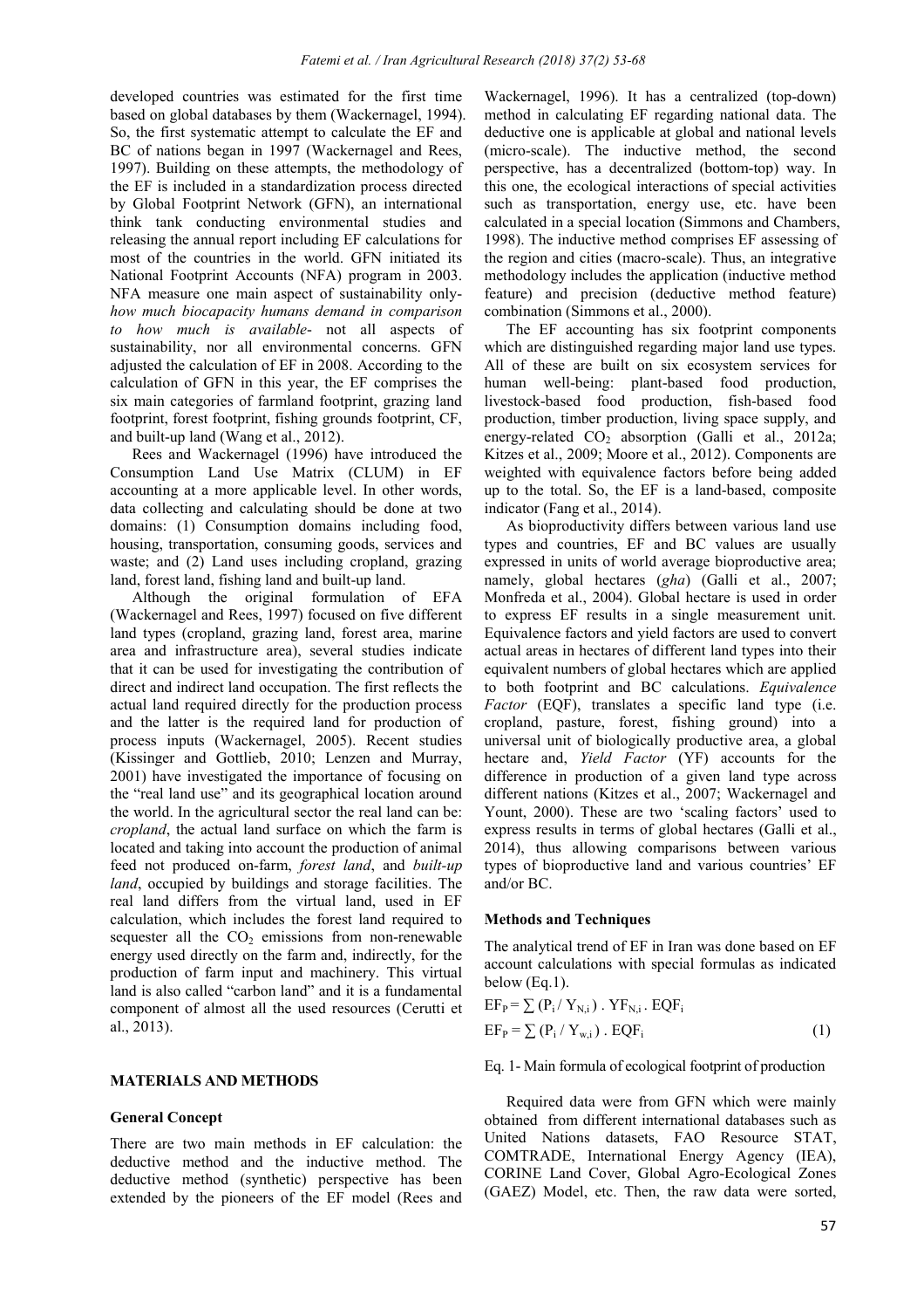developed countries was estimated for the first time based on global databases by them (Wackernagel, 1994). So, the first systematic attempt to calculate the EF and BC of nations began in 1997 (Wackernagel and Rees, 1997). Building on these attempts, the methodology of the EF is included in a standardization process directed by Global Footprint Network (GFN), an international think tank conducting environmental studies and releasing the annual report including EF calculations for most of the countries in the world. GFN initiated its National Footprint Accounts (NFA) program in 2003. NFA measure one main aspect of sustainability only- *how much biocapacity humans demand in comparison to how much is available*- not all aspects of sustainability, nor all environmental concerns. GFN adjusted the calculation of EF in 2008. According to the calculation of GFN in this year, the EF comprises the six main categories of farmland footprint, grazing land footprint, forest footprint, fishing grounds footprint, CF, and built-up land (Wang et al., 2012).

Rees and Wackernagel (1996) have introduced the Consumption Land Use Matrix (CLUM) in EF accounting at a more applicable level. In other words, data collecting and calculating should be done at two domains: (1) Consumption domains including food, housing, transportation, consuming goods, services and waste; and (2) Land uses including cropland, grazing land, forest land, fishing land and built-up land.

Although the original formulation of EFA (Wackernagel and Rees, 1997) focused on five different land types (cropland, grazing land, forest area, marine area and infrastructure area), several studies indicate that it can be used for investigating the contribution of direct and indirect land occupation. The first reflects the actual land required directly for the production process and the latter is the required land for production of process inputs (Wackernagel, 2005). Recent studies (Kissinger and Gottlieb, 2010; Lenzen and Murray, 2001) have investigated the importance of focusing on the "real land use" and its geographical location around the world. In the agricultural sector the real land can be: *cropland*, the actual land surface on which the farm is located and taking into account the production of animal feed not produced on-farm, *forest land*, and *built-up land*, occupied by buildings and storage facilities. The real land differs from the virtual land, used in EF calculation, which includes the forest land required to sequester all the $CO_2$ emissions from non-renewable energy used directly on the farm and, indirectly, for the production of farm input and machinery. This virtual land is also called "carbon land" and it is a fundamental component of almost all the used resources (Cerutti et al., 2013).

## MATERIALS AND METHODS

### General Concept

There are two main methods in EF calculation: the deductive method and the inductive method. The deductive method (synthetic) perspective has been extended by the pioneers of the EF model (Rees and Wackernagel, 1996). It has a centralized (top-down) method in calculating EF regarding national data. The deductive one is applicable at global and national levels (micro-scale). The inductive method, the second perspective, has a decentralized (bottom-top) way. In this one, the ecological interactions of special activities such as transportation, energy use, etc. have been calculated in a special location (Simmons and Chambers, 1998). The inductive method comprises EF assessing of the region and cities (macro-scale). Thus, an integrative methodology includes the application (inductive method feature) and precision (deductive method feature) combination (Simmons et al., 2000).

The EF accounting has six footprint components which are distinguished regarding major land use types. All of these are built on six ecosystem services for human well-being: plant-based food production, livestock-based food production, fish-based food production, timber production, living space supply, and energy-related $CO_2$ absorption (Galli et al., 2012a; Kitzes et al., 2009; Moore et al., 2012). Components are weighted with equivalence factors before being added up to the total. So, the EF is a land-based, composite indicator (Fang et al., 2014).

As bioproductivity differs between various land use types and countries, EF and BC values are usually expressed in units of world average bioproductive area; namely, global hectares (*gha*) (Galli et al., 2007; Monfreda et al., 2004). Global hectare is used in order to express EF results in a single measurement unit. Equivalence factors and yield factors are used to convert actual areas in hectares of different land types into their equivalent numbers of global hectares which are applied to both footprint and BC calculations. *Equivalence Factor* (EQF), translates a specific land type (i.e. cropland, pasture, forest, fishing ground) into a universal unit of biologically productive area, a global hectare and, *Yield Factor* (YF) accounts for the difference in production of a given land type across different nations (Kitzes et al., 2007; Wackernagel and Yount, 2000). These are two 'scaling factors' used to express results in terms of global hectares (Galli et al., 2014), thus allowing comparisons between various types of bioproductive land and various countries' EF and/or BC.

### Methods and Techniques

The analytical trend of EF in Iran was done based on EF account calculations with special formulas as indicated below (Eq.1).

$$EF_P = \sum (P_i / Y_{N,i}) \cdot YF_{N,i} \cdot EQF_i$$

$$EF_P = \sum (P_i / Y_{w,i}) \cdot EQF_i \qquad (1)$$

Eq. 1- Main formula of ecological footprint of production

Required data were from GFN which were mainly obtained from different international databases such as United Nations datasets, FAO Resource STAT, COMTRADE, International Energy Agency (IEA), CORINE Land Cover, Global Agro-Ecological Zones (GAEZ) Model, etc. Then, the raw data were sorted,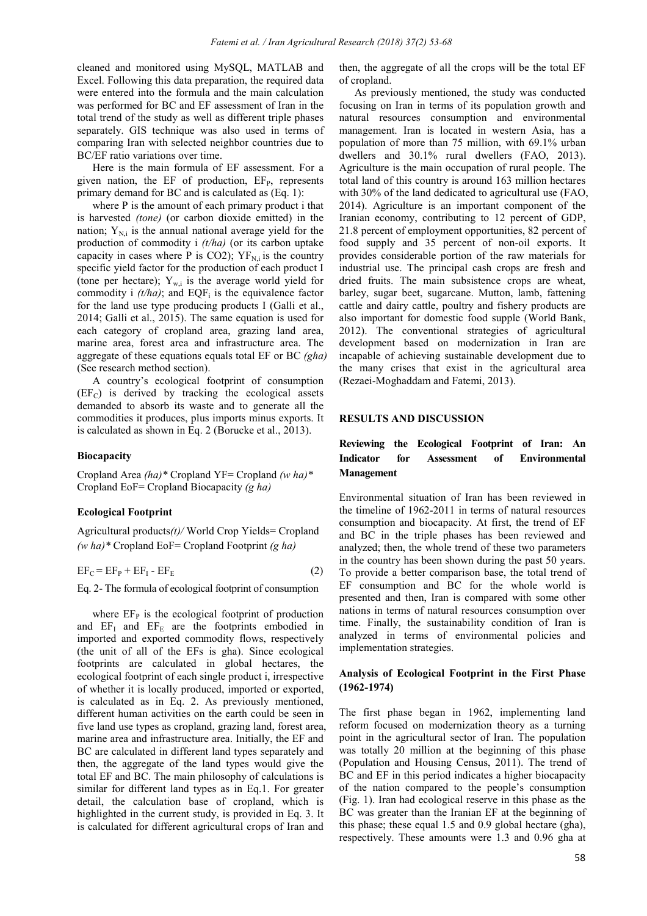cleaned and monitored using MySQL, MATLAB and Excel. Following this data preparation, the required data were entered into the formula and the main calculation was performed for BC and EF assessment of Iran in the total trend of the study as well as different triple phases separately. GIS technique was also used in terms of comparing Iran with selected neighbor countries due to BC/EF ratio variations over time.

Here is the main formula of EF assessment. For a given nation, the EF of production, $EF_P$, represents primary demand for BC and is calculated as (Eq. 1):

where P is the amount of each primary product i that is harvested *(tone)* (or carbon dioxide emitted) in the nation; $Y_{N,i}$ is the annual national average yield for the production of commodity i *(t/ha)* (or its carbon uptake capacity in cases where P is CO2); $YF_{N,i}$ is the country specific yield factor for the production of each product I (tone per hectare); $Y_{w,i}$ is the average world yield for commodity i *(t/ha)*; and $EQF_i$ is the equivalence factor for the land use type producing products I (Galli et al., 2014; Galli et al., 2015). The same equation is used for each category of cropland area, grazing land area, marine area, forest area and infrastructure area. The aggregate of these equations equals total EF or BC *(gha)* (See research method section).

A country's ecological footprint of consumption ($EF_C$) is derived by tracking the ecological assets demanded to absorb its waste and to generate all the commodities it produces, plus imports minus exports. It is calculated as shown in Eq. 2 (Borucke et al., 2013).

**Biocapacity**

Cropland Area *(ha)*\* Cropland YF= Cropland *(w ha)*\* Cropland EoF= Cropland Biocapacity *(g ha)*

**Ecological Footprint**

Agricultural products*(t)*/ World Crop Yields= Cropland *(w ha)*\* Cropland EoF= Cropland Footprint *(g ha)*

$$EF_C = EF_P + EF_I - EF_E \qquad (2)$$

Eq. 2- The formula of ecological footprint of consumption

where $EF_P$ is the ecological footprint of production and $EF_I$ and $EF_E$ are the footprints embodied in imported and exported commodity flows, respectively (the unit of all of the EFs is gha). Since ecological footprints are calculated in global hectares, the ecological footprint of each single product i, irrespective of whether it is locally produced, imported or exported, is calculated as in Eq. 2. As previously mentioned, different human activities on the earth could be seen in five land use types as cropland, grazing land, forest area, marine area and infrastructure area. Initially, the EF and BC are calculated in different land types separately and then, the aggregate of the land types would give the total EF and BC. The main philosophy of calculations is similar for different land types as in Eq.1. For greater detail, the calculation base of cropland, which is highlighted in the current study, is provided in Eq. 3. It is calculated for different agricultural crops of Iran and then, the aggregate of all the crops will be the total EF of cropland.

As previously mentioned, the study was conducted focusing on Iran in terms of its population growth and natural resources consumption and environmental management. Iran is located in western Asia, has a population of more than 75 million, with 69.1% urban dwellers and 30.1% rural dwellers (FAO, 2013). Agriculture is the main occupation of rural people. The total land of this country is around 163 million hectares with 30% of the land dedicated to agricultural use (FAO, 2014). Agriculture is an important component of the Iranian economy, contributing to 12 percent of GDP, 21.8 percent of employment opportunities, 82 percent of food supply and 35 percent of non-oil exports. It provides considerable portion of the raw materials for industrial use. The principal cash crops are fresh and dried fruits. The main subsistence crops are wheat, barley, sugar beet, sugarcane. Mutton, lamb, fattening cattle and dairy cattle, poultry and fishery products are also important for domestic food supple (World Bank, 2012). The conventional strategies of agricultural development based on modernization in Iran are incapable of achieving sustainable development due to the many crises that exist in the agricultural area (Rezaei-Moghaddam and Fatemi, 2013).

## RESULTS AND DISCUSSION

### Reviewing the Ecological Footprint of Iran: An Indicator for Assessment of Environmental Management

Environmental situation of Iran has been reviewed in the timeline of 1962-2011 in terms of natural resources consumption and biocapacity. At first, the trend of EF and BC in the triple phases has been reviewed and analyzed; then, the whole trend of these two parameters in the country has been shown during the past 50 years. To provide a better comparison base, the total trend of EF consumption and BC for the whole world is presented and then, Iran is compared with some other nations in terms of natural resources consumption over time. Finally, the sustainability condition of Iran is analyzed in terms of environmental policies and implementation strategies.

### Analysis of Ecological Footprint in the First Phase (1962-1974)

The first phase began in 1962, implementing land reform focused on modernization theory as a turning point in the agricultural sector of Iran. The population was totally 20 million at the beginning of this phase (Population and Housing Census, 2011). The trend of BC and EF in this period indicates a higher biocapacity of the nation compared to the people's consumption (Fig. 1). Iran had ecological reserve in this phase as the BC was greater than the Iranian EF at the beginning of this phase; these equal 1.5 and 0.9 global hectare (gha), respectively. These amounts were 1.3 and 0.96 gha at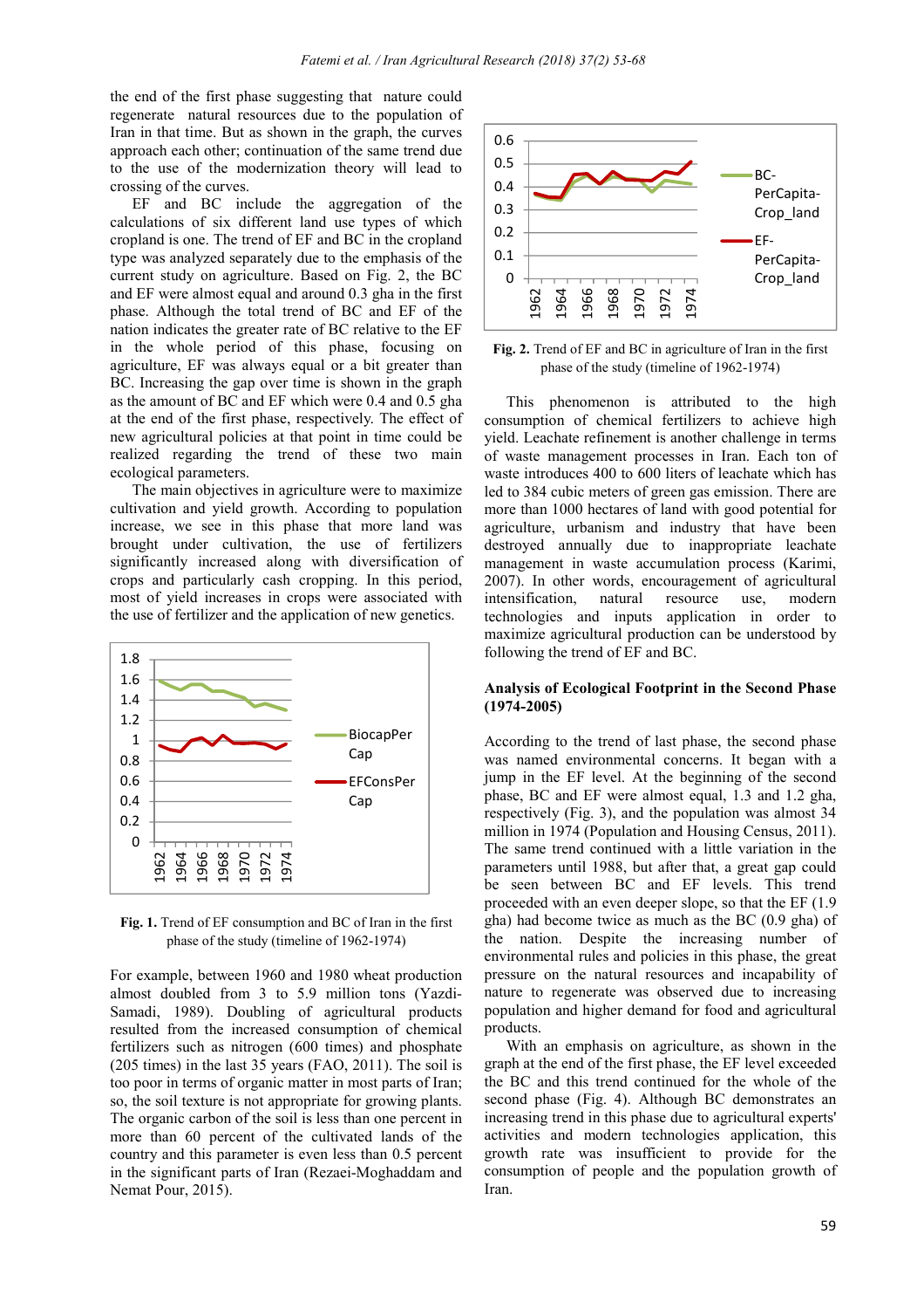the end of the first phase suggesting that nature could regenerate natural resources due to the population of Iran in that time. But as shown in the graph, the curves approach each other; continuation of the same trend due to the use of the modernization theory will lead to crossing of the curves.

EF and BC include the aggregation of the calculations of six different land use types of which cropland is one. The trend of EF and BC in the cropland type was analyzed separately due to the emphasis of the current study on agriculture. Based on Fig. 2, the BC and EF were almost equal and around 0.3 gha in the first phase. Although the total trend of BC and EF of the nation indicates the greater rate of BC relative to the EF in the whole period of this phase, focusing on agriculture, EF was always equal or a bit greater than BC. Increasing the gap over time is shown in the graph as the amount of BC and EF which were 0.4 and 0.5 gha at the end of the first phase, respectively. The effect of new agricultural policies at that point in time could be realized regarding the trend of these two main ecological parameters.

The main objectives in agriculture were to maximize cultivation and yield growth. According to population increase, we see in this phase that more land was brought under cultivation, the use of fertilizers significantly increased along with diversification of crops and particularly cash cropping. In this period, most of yield increases in crops were associated with the use of fertilizer and the application of new genetics.

1.8
1.6
1.4
1.2
1
0.8
0.6
0.4
0.2
0
1962
1964
1966
1968
1970
1972
1974
BiocapPerCap
EFConsPerCap

**Fig. 1.** Trend of EF consumption and BC of Iran in the first phase of the study (timeline of 1962-1974)

For example, between 1960 and 1980 wheat production almost doubled from 3 to 5.9 million tons (Yazdi-Samadi, 1989). Doubling of agricultural products resulted from the increased consumption of chemical fertilizers such as nitrogen (600 times) and phosphate (205 times) in the last 35 years (FAO, 2011). The soil is too poor in terms of organic matter in most parts of Iran; so, the soil texture is not appropriate for growing plants. The organic carbon of the soil is less than one percent in more than 60 percent of the cultivated lands of the country and this parameter is even less than 0.5 percent in the significant parts of Iran (Rezaei-Moghaddam and Nemat Pour, 2015).

0.6
0.5
0.4
0.3
0.2
0.1
0
1962
1964
1966
1968
1970
1972
1974
BC-PerCapita-Crop_land
EF-PerCapita-Crop_land

**Fig. 2.** Trend of EF and BC in agriculture of Iran in the first phase of the study (timeline of 1962-1974)

This phenomenon is attributed to the high consumption of chemical fertilizers to achieve high yield. Leachate refinement is another challenge in terms of waste management processes in Iran. Each ton of waste introduces 400 to 600 liters of leachate which has led to 384 cubic meters of green gas emission. There are more than 1000 hectares of land with good potential for agriculture, urbanism and industry that have been destroyed annually due to inappropriate leachate management in waste accumulation process (Karimi, 2007). In other words, encouragement of agricultural intensification, natural resource use, modern technologies and inputs application in order to maximize agricultural production can be understood by following the trend of EF and BC.

## Analysis of Ecological Footprint in the Second Phase (1974-2005)

According to the trend of last phase, the second phase was named environmental concerns. It began with a jump in the EF level. At the beginning of the second phase, BC and EF were almost equal, 1.3 and 1.2 gha, respectively (Fig. 3), and the population was almost 34 million in 1974 (Population and Housing Census, 2011). The same trend continued with a little variation in the parameters until 1988, but after that, a great gap could be seen between BC and EF levels. This trend proceeded with an even deeper slope, so that the EF (1.9 gha) had become twice as much as the BC (0.9 gha) of the nation. Despite the increasing number of environmental rules and policies in this phase, the great pressure on the natural resources and incapability of nature to regenerate was observed due to increasing population and higher demand for food and agricultural products.

With an emphasis on agriculture, as shown in the graph at the end of the first phase, the EF level exceeded the BC and this trend continued for the whole of the second phase (Fig. 4). Although BC demonstrates an increasing trend in this phase due to agricultural experts' activities and modern technologies application, this growth rate was insufficient to provide for the consumption of people and the population growth of Iran.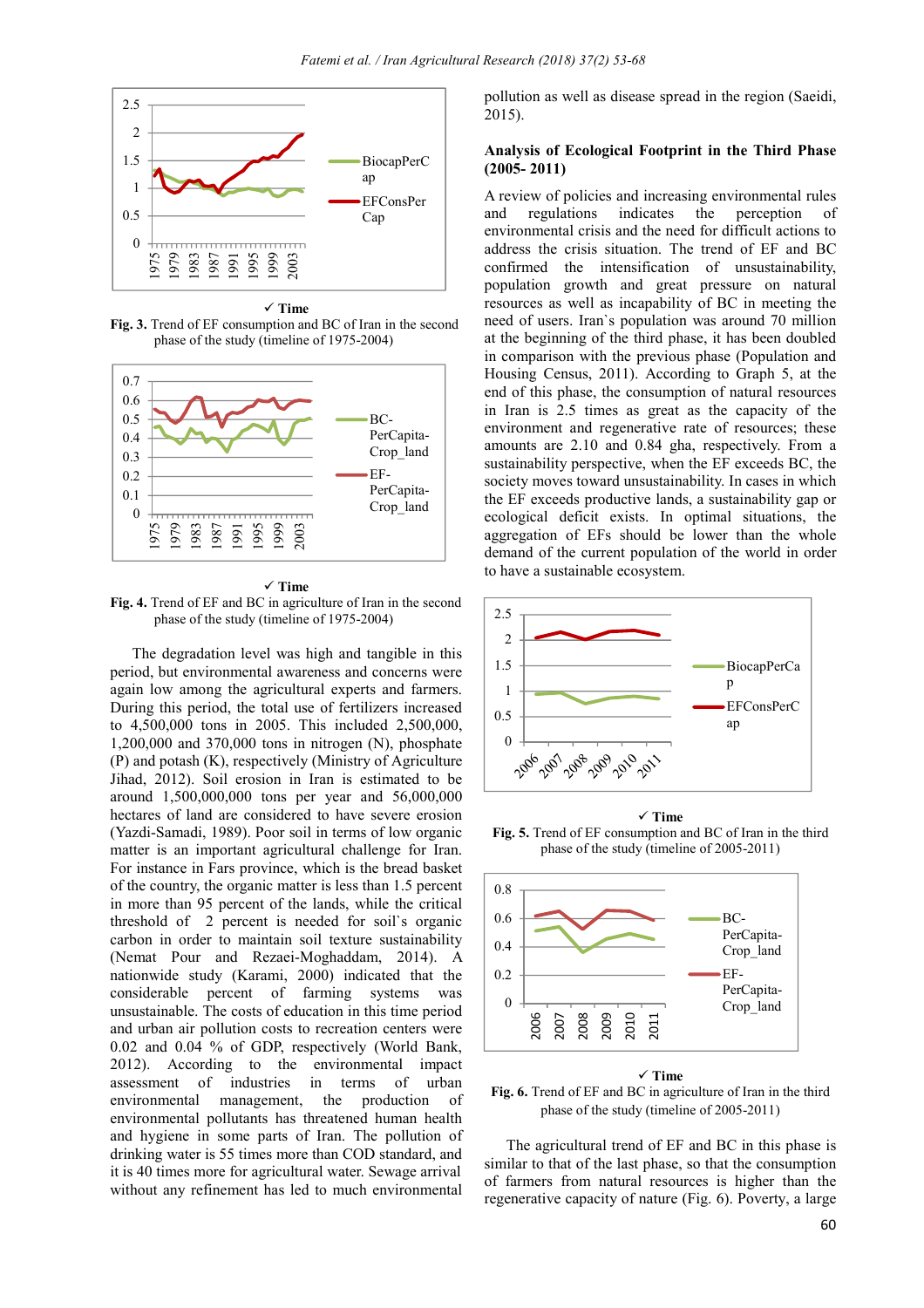2.5
2
1.5
1
0.5
0
1975 1979 1983 1987 1991 1995 1999 2003
BiocapPerCap
EFConsPerCap
✓ Time

**Fig. 3.** Trend of EF consumption and BC of Iran in the second phase of the study (timeline of 1975-2004)

0.7
0.6
0.5
0.4
0.3
0.2
0.1
0
1975 1979 1983 1987 1991 1995 1999 2003
BC-PerCapita-Crop_land
EF-PerCapita-Crop_land
✓ Time

**Fig. 4.** Trend of EF and BC in agriculture of Iran in the second phase of the study (timeline of 1975-2004)

The degradation level was high and tangible in this period, but environmental awareness and concerns were again low among the agricultural experts and farmers. During this period, the total use of fertilizers increased to 4,500,000 tons in 2005. This included 2,500,000, 1,200,000 and 370,000 tons in nitrogen (N), phosphate (P) and potash (K), respectively (Ministry of Agriculture Jihad, 2012). Soil erosion in Iran is estimated to be around 1,500,000,000 tons per year and 56,000,000 hectares of land are considered to have severe erosion (Yazdi-Samadi, 1989). Poor soil in terms of low organic matter is an important agricultural challenge for Iran. For instance in Fars province, which is the bread basket of the country, the organic matter is less than 1.5 percent in more than 95 percent of the lands, while the critical threshold of 2 percent is needed for soil`s organic carbon in order to maintain soil texture sustainability (Nemat Pour and Rezaei-Moghaddam, 2014). A nationwide study (Karami, 2000) indicated that the considerable percent of farming systems was unsustainable. The costs of education in this time period and urban air pollution costs to recreation centers were 0.02 and 0.04 % of GDP, respectively (World Bank, 2012). According to the environmental impact assessment of industries in terms of urban environmental management, the production of environmental pollutants has threatened human health and hygiene in some parts of Iran. The pollution of drinking water is 55 times more than COD standard, and it is 40 times more for agricultural water. Sewage arrival without any refinement has led to much environmental pollution as well as disease spread in the region (Saeidi, 2015).

### Analysis of Ecological Footprint in the Third Phase (2005- 2011)

A review of policies and increasing environmental rules and regulations indicates the perception of environmental crisis and the need for difficult actions to address the crisis situation. The trend of EF and BC confirmed the intensification of unsustainability, population growth and great pressure on natural resources as well as incapability of BC in meeting the need of users. Iran`s population was around 70 million at the beginning of the third phase, it has been doubled in comparison with the previous phase (Population and Housing Census, 2011). According to Graph 5, at the end of this phase, the consumption of natural resources in Iran is 2.5 times as great as the capacity of the environment and regenerative rate of resources; these amounts are 2.10 and 0.84 gha, respectively. From a sustainability perspective, when the EF exceeds BC, the society moves toward unsustainability. In cases in which the EF exceeds productive lands, a sustainability gap or ecological deficit exists. In optimal situations, the aggregation of EFs should be lower than the whole demand of the current population of the world in order to have a sustainable ecosystem.

2.5
2
1.5
1
0.5
0
2006 2007 2008 2009 2010 2011
BiocapPerCap
EFConsPerCap
✓ Time

**Fig. 5.** Trend of EF consumption and BC of Iran in the third phase of the study (timeline of 2005-2011)

0.8
0.6
0.4
0.2
0
2006 2007 2008 2009 2010 2011
BC-PerCapita-Crop_land
EF-PerCapita-Crop_land
✓ Time

**Fig. 6.** Trend of EF and BC in agriculture of Iran in the third phase of the study (timeline of 2005-2011)

The agricultural trend of EF and BC in this phase is similar to that of the last phase, so that the consumption of farmers from natural resources is higher than the regenerative capacity of nature (Fig. 6). Poverty, a large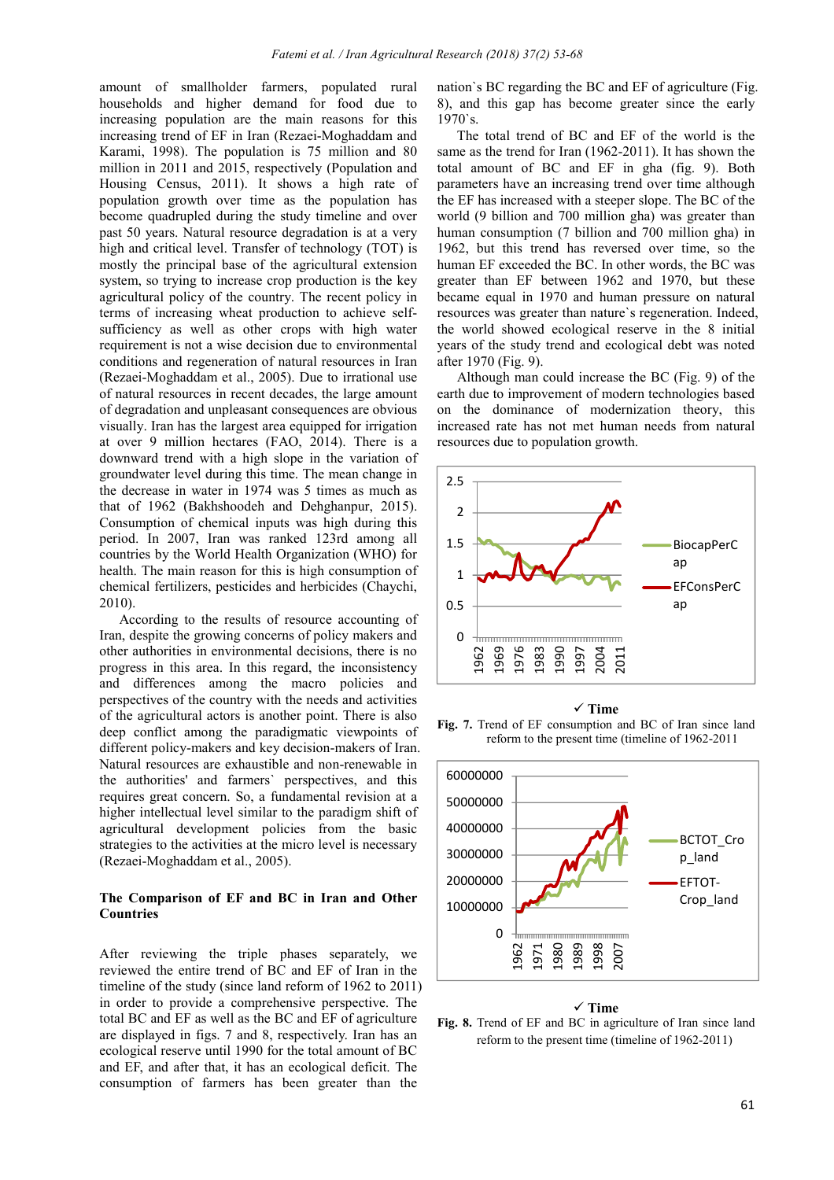amount of smallholder farmers, populated rural households and higher demand for food due to increasing population are the main reasons for this increasing trend of EF in Iran (Rezaei-Moghaddam and Karami, 1998). The population is 75 million and 80 million in 2011 and 2015, respectively (Population and Housing Census, 2011). It shows a high rate of population growth over time as the population has become quadrupled during the study timeline and over past 50 years. Natural resource degradation is at a very high and critical level. Transfer of technology (TOT) is mostly the principal base of the agricultural extension system, so trying to increase crop production is the key agricultural policy of the country. The recent policy in terms of increasing wheat production to achieve self-sufficiency as well as other crops with high water requirement is not a wise decision due to environmental conditions and regeneration of natural resources in Iran (Rezaei-Moghaddam et al., 2005). Due to irrational use of natural resources in recent decades, the large amount of degradation and unpleasant consequences are obvious visually. Iran has the largest area equipped for irrigation at over 9 million hectares (FAO, 2014). There is a downward trend with a high slope in the variation of groundwater level during this time. The mean change in the decrease in water in 1974 was 5 times as much as that of 1962 (Bakhshoodeh and Dehghanpur, 2015). Consumption of chemical inputs was high during this period. In 2007, Iran was ranked 123rd among all countries by the World Health Organization (WHO) for health. The main reason for this is high consumption of chemical fertilizers, pesticides and herbicides (Chaychi, 2010).

According to the results of resource accounting of Iran, despite the growing concerns of policy makers and other authorities in environmental decisions, there is no progress in this area. In this regard, the inconsistency and differences among the macro policies and perspectives of the country with the needs and activities of the agricultural actors is another point. There is also deep conflict among the paradigmatic viewpoints of different policy-makers and key decision-makers of Iran. Natural resources are exhaustible and non-renewable in the authorities' and farmers` perspectives, and this requires great concern. So, a fundamental revision at a higher intellectual level similar to the paradigm shift of agricultural development policies from the basic strategies to the activities at the micro level is necessary (Rezaei-Moghaddam et al., 2005).

## The Comparison of EF and BC in Iran and Other Countries

After reviewing the triple phases separately, we reviewed the entire trend of BC and EF of Iran in the timeline of the study (since land reform of 1962 to 2011) in order to provide a comprehensive perspective. The total BC and EF as well as the BC and EF of agriculture are displayed in figs. 7 and 8, respectively. Iran has an ecological reserve until 1990 for the total amount of BC and EF, and after that, it has an ecological deficit. The consumption of farmers has been greater than the nation`s BC regarding the BC and EF of agriculture (Fig. 8), and this gap has become greater since the early 1970`s.

The total trend of BC and EF of the world is the same as the trend for Iran (1962-2011). It has shown the total amount of BC and EF in gha (fig. 9). Both parameters have an increasing trend over time although the EF has increased with a steeper slope. The BC of the world (9 billion and 700 million gha) was greater than human consumption (7 billion and 700 million gha) in 1962, but this trend has reversed over time, so the human EF exceeded the BC. In other words, the BC was greater than EF between 1962 and 1970, but these became equal in 1970 and human pressure on natural resources was greater than nature`s regeneration. Indeed, the world showed ecological reserve in the 8 initial years of the study trend and ecological debt was noted after 1970 (Fig. 9).

Although man could increase the BC (Fig. 9) of the earth due to improvement of modern technologies based on the dominance of modernization theory, this increased rate has not met human needs from natural resources due to population growth.

2.5
2
1.5
1
0.5
0
1962 1969 1976 1983 1990 1997 2004 2011
BiocapPerCap
EFConsPerCap
✓ Time

**Fig. 7.** Trend of EF consumption and BC of Iran since land reform to the present time (timeline of 1962-2011

60000000
50000000
40000000
30000000
20000000
10000000
0
1962 1971 1980 1989 1998 2007
BCTOT_Crop_land
EFTOT-Crop_land
✓ Time

**Fig. 8.** Trend of EF and BC in agriculture of Iran since land reform to the present time (timeline of 1962-2011)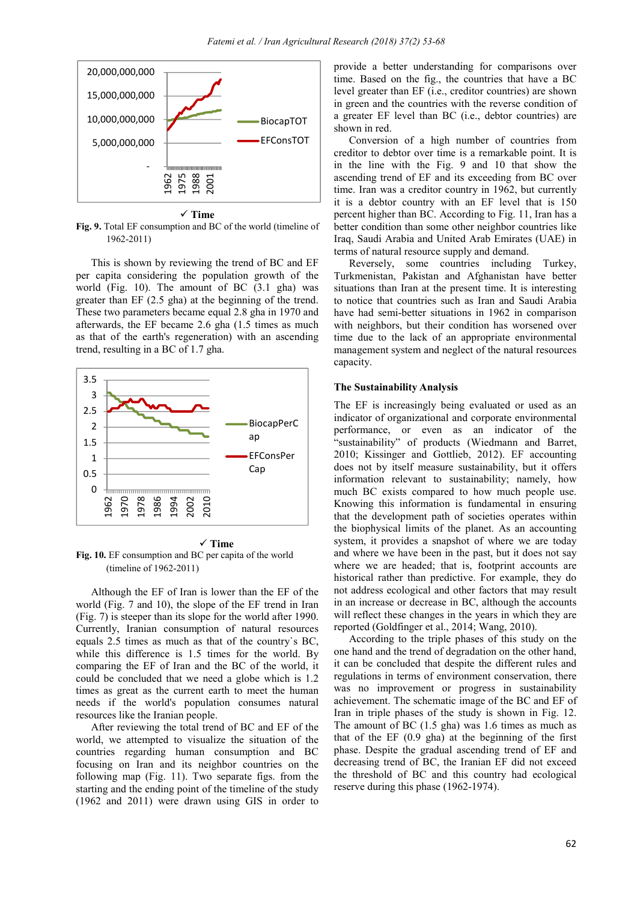20,000,000,000

15,000,000,000

10,000,000,000

5,000,000,000

-

1962
1975
1988
2001

BiocapTOT

EFConsTOT

✓ Time

**Fig. 9.** Total EF consumption and BC of the world (timeline of 1962-2011)

This is shown by reviewing the trend of BC and EF per capita considering the population growth of the world (Fig. 10). The amount of BC (3.1 gha) was greater than EF (2.5 gha) at the beginning of the trend. These two parameters became equal 2.8 gha in 1970 and afterwards, the EF became 2.6 gha (1.5 times as much as that of the earth's regeneration) with an ascending trend, resulting in a BC of 1.7 gha.

3.5
3
2.5
2
1.5
1
0.5
0

1962
1970
1978
1986
1994
2002
2010

BiocapPerCap

EFConsPerCap

✓ Time

**Fig. 10.** EF consumption and BC per capita of the world (timeline of 1962-2011)

Although the EF of Iran is lower than the EF of the world (Fig. 7 and 10), the slope of the EF trend in Iran (Fig. 7) is steeper than its slope for the world after 1990. Currently, Iranian consumption of natural resources equals 2.5 times as much as that of the country`s BC, while this difference is 1.5 times for the world. By comparing the EF of Iran and the BC of the world, it could be concluded that we need a globe which is 1.2 times as great as the current earth to meet the human needs if the world's population consumes natural resources like the Iranian people.

After reviewing the total trend of BC and EF of the world, we attempted to visualize the situation of the countries regarding human consumption and BC focusing on Iran and its neighbor countries on the following map (Fig. 11). Two separate figs. from the starting and the ending point of the timeline of the study (1962 and 2011) were drawn using GIS in order to provide a better understanding for comparisons over time. Based on the fig., the countries that have a BC level greater than EF (i.e., creditor countries) are shown in green and the countries with the reverse condition of a greater EF level than BC (i.e., debtor countries) are shown in red.

Conversion of a high number of countries from creditor to debtor over time is a remarkable point. It is in the line with the Fig. 9 and 10 that show the ascending trend of EF and its exceeding from BC over time. Iran was a creditor country in 1962, but currently it is a debtor country with an EF level that is 150 percent higher than BC. According to Fig. 11, Iran has a better condition than some other neighbor countries like Iraq, Saudi Arabia and United Arab Emirates (UAE) in terms of natural resource supply and demand.

Reversely, some countries including Turkey, Turkmenistan, Pakistan and Afghanistan have better situations than Iran at the present time. It is interesting to notice that countries such as Iran and Saudi Arabia have had semi-better situations in 1962 in comparison with neighbors, but their condition has worsened over time due to the lack of an appropriate environmental management system and neglect of the natural resources capacity.

### The Sustainability Analysis

The EF is increasingly being evaluated or used as an indicator of organizational and corporate environmental performance, or even as an indicator of the "sustainability" of products (Wiedmann and Barret, 2010; Kissinger and Gottlieb, 2012). EF accounting does not by itself measure sustainability, but it offers information relevant to sustainability; namely, how much BC exists compared to how much people use. Knowing this information is fundamental in ensuring that the development path of societies operates within the biophysical limits of the planet. As an accounting system, it provides a snapshot of where we are today and where we have been in the past, but it does not say where we are headed; that is, footprint accounts are historical rather than predictive. For example, they do not address ecological and other factors that may result in an increase or decrease in BC, although the accounts will reflect these changes in the years in which they are reported (Goldfinger et al., 2014; Wang, 2010).

According to the triple phases of this study on the one hand and the trend of degradation on the other hand, it can be concluded that despite the different rules and regulations in terms of environment conservation, there was no improvement or progress in sustainability achievement. The schematic image of the BC and EF of Iran in triple phases of the study is shown in Fig. 12. The amount of BC (1.5 gha) was 1.6 times as much as that of the EF (0.9 gha) at the beginning of the first phase. Despite the gradual ascending trend of EF and decreasing trend of BC, the Iranian EF did not exceed the threshold of BC and this country had ecological reserve during this phase (1962-1974).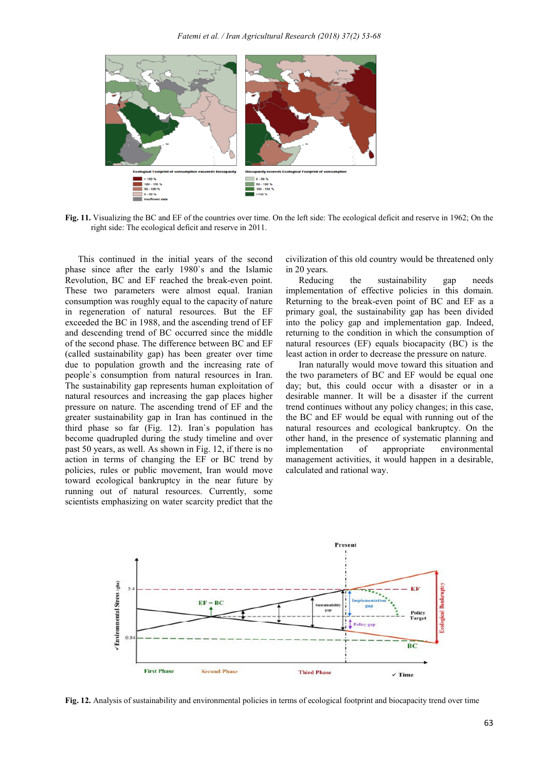Ecological Footprint of consumption exceeds biocapacity

> 150 %

100 - 150 %

50 - 100 %

0 - 50 %

Insufficient data

Biocapacity exceeds Ecological Footprint of consumption

0 - 50 %

50 - 100 %

100 - 150 %

>150 %

**Fig. 11.** Visualizing the BC and EF of the countries over time. On the left side: The ecological deficit and reserve in 1962; On the right side: The ecological deficit and reserve in 2011.

This continued in the initial years of the second phase since after the early 1980`s and the Islamic Revolution, BC and EF reached the break-even point. These two parameters were almost equal. Iranian consumption was roughly equal to the capacity of nature in regeneration of natural resources. But the EF exceeded the BC in 1988, and the ascending trend of EF and descending trend of BC occurred since the middle of the second phase. The difference between BC and EF (called sustainability gap) has been greater over time due to population growth and the increasing rate of people`s consumption from natural resources in Iran. The sustainability gap represents human exploitation of natural resources and increasing the gap places higher pressure on nature. The ascending trend of EF and the greater sustainability gap in Iran has continued in the third phase so far (Fig. 12). Iran`s population has become quadrupled during the study timeline and over past 50 years, as well. As shown in Fig. 12, if there is no action in terms of changing the EF or BC trend by policies, rules or public movement, Iran would move toward ecological bankruptcy in the near future by running out of natural resources. Currently, some scientists emphasizing on water scarcity predict that the civilization of this old country would be threatened only in 20 years.

Reducing the sustainability gap needs implementation of effective policies in this domain. Returning to the break-even point of BC and EF as a primary goal, the sustainability gap has been divided into the policy gap and implementation gap. Indeed, returning to the condition in which the consumption of natural resources (EF) equals biocapacity (BC) is the least action in order to decrease the pressure on nature.

Iran naturally would move toward this situation and the two parameters of BC and EF would be equal one day; but, this could occur with a disaster or in a desirable manner. It will be a disaster if the current trend continues without any policy changes; in this case, the BC and EF would be equal with running out of the natural resources and ecological bankruptcy. On the other hand, in the presence of systematic planning and implementation of appropriate environmental management activities, it would happen in a desirable, calculated and rational way.

Present

Environmental Stress (gha)

2.4

0.84

EF = BC

Sustainability gap

Implementation gap

Policy gap

Policy Target

EF

BC

Ecological Bankruptcy

First Phase

Second Phase

Third Phase

Time

**Fig. 12.** Analysis of sustainability and environmental policies in terms of ecological footprint and biocapacity trend over time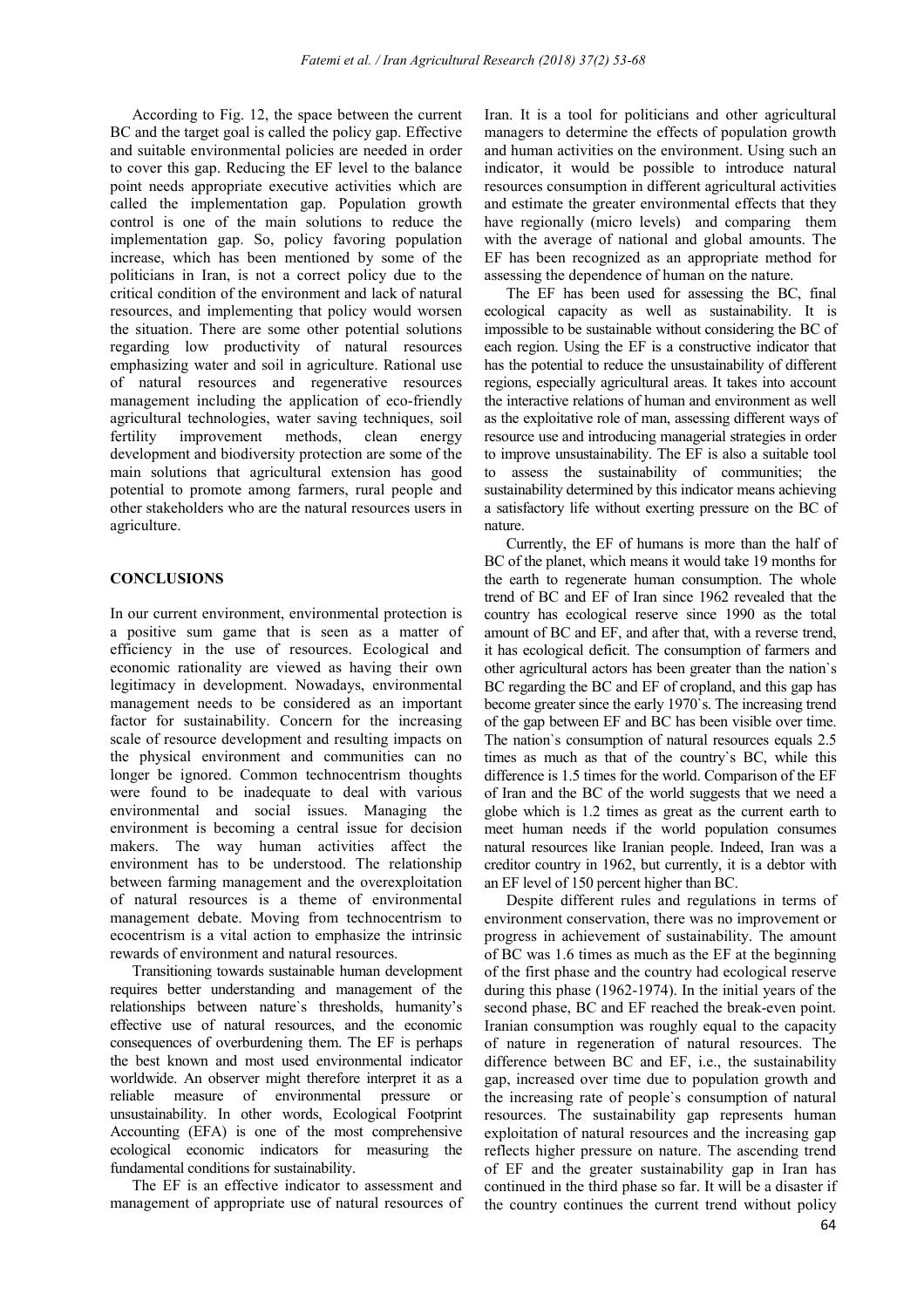According to Fig. 12, the space between the current BC and the target goal is called the policy gap. Effective and suitable environmental policies are needed in order to cover this gap. Reducing the EF level to the balance point needs appropriate executive activities which are called the implementation gap. Population growth control is one of the main solutions to reduce the implementation gap. So, policy favoring population increase, which has been mentioned by some of the politicians in Iran, is not a correct policy due to the critical condition of the environment and lack of natural resources, and implementing that policy would worsen the situation. There are some other potential solutions regarding low productivity of natural resources emphasizing water and soil in agriculture. Rational use of natural resources and regenerative resources management including the application of eco-friendly agricultural technologies, water saving techniques, soil fertility improvement methods, clean energy development and biodiversity protection are some of the main solutions that agricultural extension has good potential to promote among farmers, rural people and other stakeholders who are the natural resources users in agriculture.

## CONCLUSIONS

In our current environment, environmental protection is a positive sum game that is seen as a matter of efficiency in the use of resources. Ecological and economic rationality are viewed as having their own legitimacy in development. Nowadays, environmental management needs to be considered as an important factor for sustainability. Concern for the increasing scale of resource development and resulting impacts on the physical environment and communities can no longer be ignored. Common technocentrism thoughts were found to be inadequate to deal with various environmental and social issues. Managing the environment is becoming a central issue for decision makers. The way human activities affect the environment has to be understood. The relationship between farming management and the overexploitation of natural resources is a theme of environmental management debate. Moving from technocentrism to ecocentrism is a vital action to emphasize the intrinsic rewards of environment and natural resources.

Transitioning towards sustainable human development requires better understanding and management of the relationships between nature`s thresholds, humanity's effective use of natural resources, and the economic consequences of overburdening them. The EF is perhaps the best known and most used environmental indicator worldwide. An observer might therefore interpret it as a reliable measure of environmental pressure or unsustainability. In other words, Ecological Footprint Accounting (EFA) is one of the most comprehensive ecological economic indicators for measuring the fundamental conditions for sustainability.

The EF is an effective indicator to assessment and management of appropriate use of natural resources of Iran. It is a tool for politicians and other agricultural managers to determine the effects of population growth and human activities on the environment. Using such an indicator, it would be possible to introduce natural resources consumption in different agricultural activities and estimate the greater environmental effects that they have regionally (micro levels) and comparing them with the average of national and global amounts. The EF has been recognized as an appropriate method for assessing the dependence of human on the nature.

The EF has been used for assessing the BC, final ecological capacity as well as sustainability. It is impossible to be sustainable without considering the BC of each region. Using the EF is a constructive indicator that has the potential to reduce the unsustainability of different regions, especially agricultural areas. It takes into account the interactive relations of human and environment as well as the exploitative role of man, assessing different ways of resource use and introducing managerial strategies in order to improve unsustainability. The EF is also a suitable tool to assess the sustainability of communities; the sustainability determined by this indicator means achieving a satisfactory life without exerting pressure on the BC of nature.

Currently, the EF of humans is more than the half of BC of the planet, which means it would take 19 months for the earth to regenerate human consumption. The whole trend of BC and EF of Iran since 1962 revealed that the country has ecological reserve since 1990 as the total amount of BC and EF, and after that, with a reverse trend, it has ecological deficit. The consumption of farmers and other agricultural actors has been greater than the nation`s BC regarding the BC and EF of cropland, and this gap has become greater since the early 1970`s. The increasing trend of the gap between EF and BC has been visible over time. The nation`s consumption of natural resources equals 2.5 times as much as that of the country`s BC, while this difference is 1.5 times for the world. Comparison of the EF of Iran and the BC of the world suggests that we need a globe which is 1.2 times as great as the current earth to meet human needs if the world population consumes natural resources like Iranian people. Indeed, Iran was a creditor country in 1962, but currently, it is a debtor with an EF level of 150 percent higher than BC.

Despite different rules and regulations in terms of environment conservation, there was no improvement or progress in achievement of sustainability. The amount of BC was 1.6 times as much as the EF at the beginning of the first phase and the country had ecological reserve during this phase (1962-1974). In the initial years of the second phase, BC and EF reached the break-even point. Iranian consumption was roughly equal to the capacity of nature in regeneration of natural resources. The difference between BC and EF, i.e., the sustainability gap, increased over time due to population growth and the increasing rate of people`s consumption of natural resources. The sustainability gap represents human exploitation of natural resources and the increasing gap reflects higher pressure on nature. The ascending trend of EF and the greater sustainability gap in Iran has continued in the third phase so far. It will be a disaster if the country continues the current trend without policy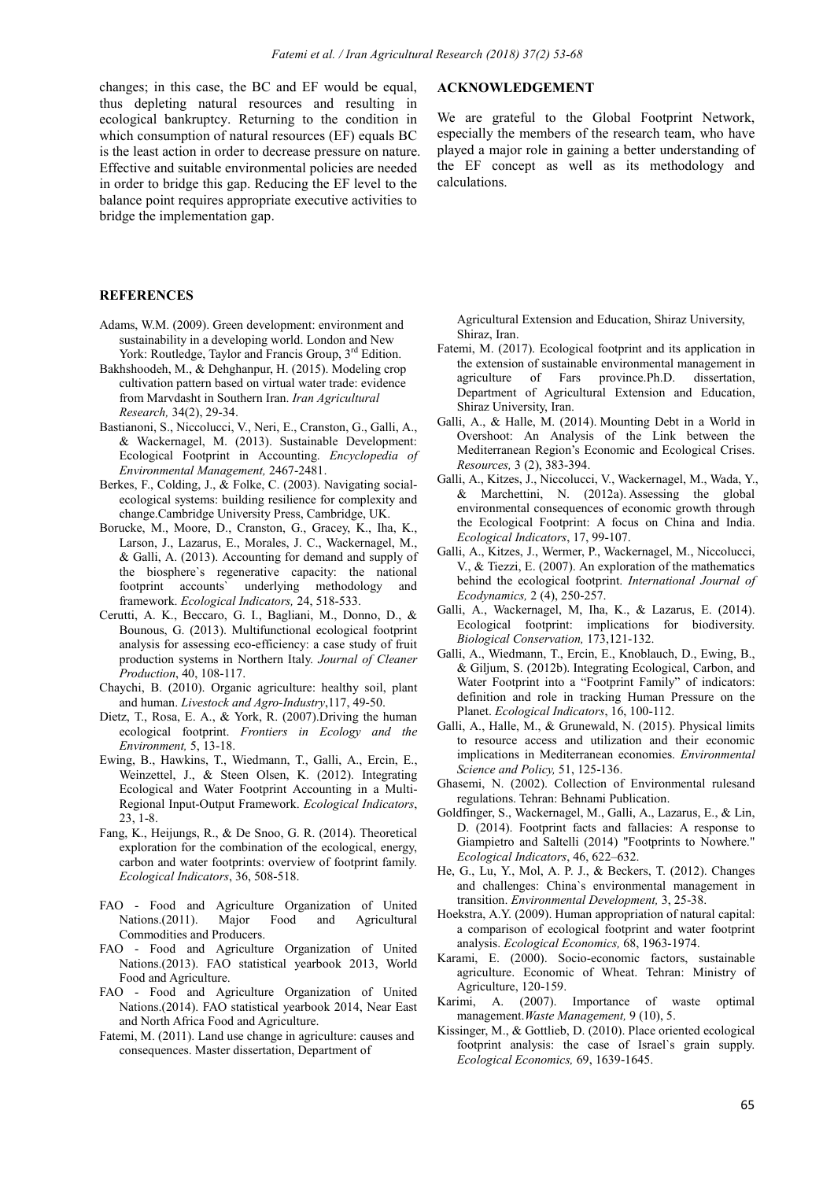changes; in this case, the BC and EF would be equal, thus depleting natural resources and resulting in ecological bankruptcy. Returning to the condition in which consumption of natural resources (EF) equals BC is the least action in order to decrease pressure on nature. Effective and suitable environmental policies are needed in order to bridge this gap. Reducing the EF level to the balance point requires appropriate executive activities to bridge the implementation gap.

## ACKNOWLEDGEMENT

We are grateful to the Global Footprint Network, especially the members of the research team, who have played a major role in gaining a better understanding of the EF concept as well as its methodology and calculations.

## REFERENCES

Adams, W.M. (2009). Green development: environment and sustainability in a developing world. London and New York: Routledge, Taylor and Francis Group, 3rd Edition.

Bakhshoodeh, M., & Dehghanpur, H. (2015). Modeling crop cultivation pattern based on virtual water trade: evidence from Marvdasht in Southern Iran. *Iran Agricultural Research,* 34(2), 29-34.

Bastianoni, S., Niccolucci, V., Neri, E., Cranston, G., Galli, A., & Wackernagel, M. (2013). Sustainable Development: Ecological Footprint in Accounting. *Encyclopedia of Environmental Management,* 2467-2481.

Berkes, F., Colding, J., & Folke, C. (2003). Navigating social-ecological systems: building resilience for complexity and change.Cambridge University Press, Cambridge, UK.

Borucke, M., Moore, D., Cranston, G., Gracey, K., Iha, K., Larson, J., Lazarus, E., Morales, J. C., Wackernagel, M., & Galli, A. (2013). Accounting for demand and supply of the biosphere`s regenerative capacity: the national footprint accounts` underlying methodology and framework. *Ecological Indicators,* 24, 518-533.

Cerutti, A. K., Beccaro, G. I., Bagliani, M., Donno, D., & Bounous, G. (2013). Multifunctional ecological footprint analysis for assessing eco-efficiency: a case study of fruit production systems in Northern Italy. *Journal of Cleaner Production*, 40, 108-117.

Chaychi, B. (2010). Organic agriculture: healthy soil, plant and human. *Livestock and Agro-Industry*,117, 49-50.

Dietz, T., Rosa, E. A., & York, R. (2007).Driving the human ecological footprint. *Frontiers in Ecology and the Environment,* 5, 13-18.

Ewing, B., Hawkins, T., Wiedmann, T., Galli, A., Ercin, E., Weinzettel, J., & Steen Olsen, K. (2012). Integrating Ecological and Water Footprint Accounting in a Multi-Regional Input-Output Framework. *Ecological Indicators*, 23, 1-8.

Fang, K., Heijungs, R., & De Snoo, G. R. (2014). Theoretical exploration for the combination of the ecological, energy, carbon and water footprints: overview of footprint family. *Ecological Indicators*, 36, 508-518.

FAO - Food and Agriculture Organization of United Nations.(2011). Major Food and Agricultural Commodities and Producers.

FAO - Food and Agriculture Organization of United Nations.(2013). FAO statistical yearbook 2013, World Food and Agriculture.

FAO - Food and Agriculture Organization of United Nations.(2014). FAO statistical yearbook 2014, Near East and North Africa Food and Agriculture.

Fatemi, M. (2011). Land use change in agriculture: causes and consequences. Master dissertation, Department of Agricultural Extension and Education, Shiraz University, Shiraz, Iran.

Fatemi, M. (2017). Ecological footprint and its application in the extension of sustainable environmental management in agriculture of Fars province.Ph.D. dissertation, Department of Agricultural Extension and Education, Shiraz University, Iran.

Galli, A., & Halle, M. (2014). Mounting Debt in a World in Overshoot: An Analysis of the Link between the Mediterranean Region's Economic and Ecological Crises. *Resources,* 3 (2), 383-394.

Galli, A., Kitzes, J., Niccolucci, V., Wackernagel, M., Wada, Y., & Marchettini, N. (2012a). Assessing the global environmental consequences of economic growth through the Ecological Footprint: A focus on China and India. *Ecological Indicators*, 17, 99-107.

Galli, A., Kitzes, J., Wermer, P., Wackernagel, M., Niccolucci, V., & Tiezzi, E. (2007). An exploration of the mathematics behind the ecological footprint. *International Journal of Ecodynamics,* 2 (4), 250-257.

Galli, A., Wackernagel, M, Iha, K., & Lazarus, E. (2014). Ecological footprint: implications for biodiversity. *Biological Conservation,* 173,121-132.

Galli, A., Wiedmann, T., Ercin, E., Knoblauch, D., Ewing, B., & Giljum, S. (2012b). Integrating Ecological, Carbon, and Water Footprint into a "Footprint Family" of indicators: definition and role in tracking Human Pressure on the Planet. *Ecological Indicators*, 16, 100-112.

Galli, A., Halle, M., & Grunewald, N. (2015). Physical limits to resource access and utilization and their economic implications in Mediterranean economies. *Environmental Science and Policy,* 51, 125-136.

Ghasemi, N. (2002). Collection of Environmental rulesand regulations. Tehran: Behnami Publication.

Goldfinger, S., Wackernagel, M., Galli, A., Lazarus, E., & Lin, D. (2014). Footprint facts and fallacies: A response to Giampietro and Saltelli (2014) "Footprints to Nowhere." *Ecological Indicators*, 46, 622–632.

He, G., Lu, Y., Mol, A. P. J., & Beckers, T. (2012). Changes and challenges: China`s environmental management in transition. *Environmental Development,* 3, 25-38.

Hoekstra, A.Y. (2009). Human appropriation of natural capital: a comparison of ecological footprint and water footprint analysis. *Ecological Economics,* 68, 1963-1974.

Karami, E. (2000). Socio-economic factors, sustainable agriculture. Economic of Wheat. Tehran: Ministry of Agriculture, 120-159.

Karimi, A. (2007). Importance of waste optimal management.*Waste Management,* 9 (10), 5.

Kissinger, M., & Gottlieb, D. (2010). Place oriented ecological footprint analysis: the case of Israel`s grain supply. *Ecological Economics,* 69, 1639-1645.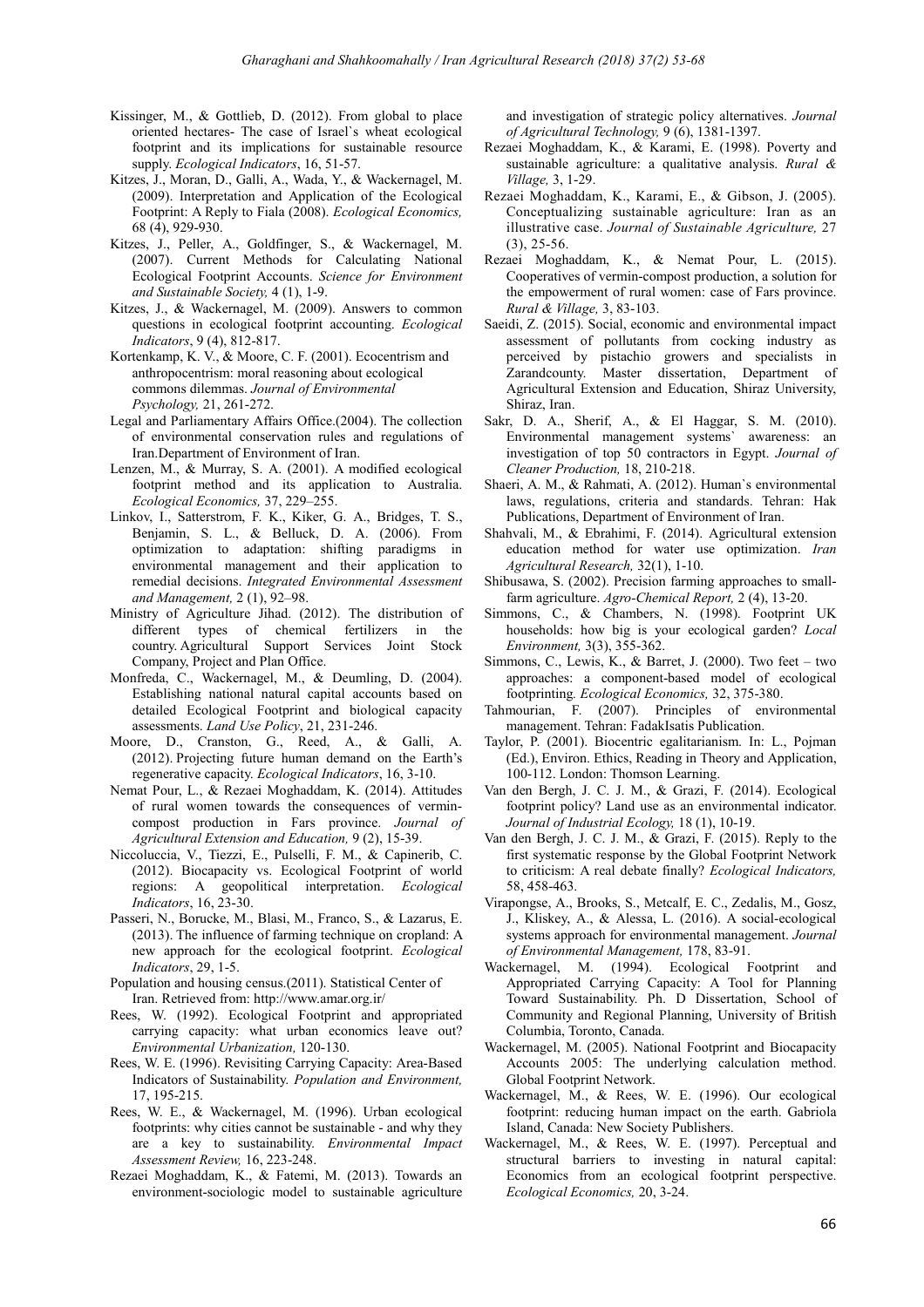Kissinger, M., & Gottlieb, D. (2012). From global to place oriented hectares- The case of Israel`s wheat ecological footprint and its implications for sustainable resource supply. *Ecological Indicators*, 16, 51-57.

Kitzes, J., Moran, D., Galli, A., Wada, Y., & Wackernagel, M. (2009). Interpretation and Application of the Ecological Footprint: A Reply to Fiala (2008). *Ecological Economics,* 68 (4), 929-930.

Kitzes, J., Peller, A., Goldfinger, S., & Wackernagel, M. (2007). Current Methods for Calculating National Ecological Footprint Accounts. *Science for Environment and Sustainable Society,* 4 (1), 1-9.

Kitzes, J., & Wackernagel, M. (2009). Answers to common questions in ecological footprint accounting. *Ecological Indicators*, 9 (4), 812-817.

Kortenkamp, K. V., & Moore, C. F. (2001). Ecocentrism and anthropocentrism: moral reasoning about ecological commons dilemmas. *Journal of Environmental Psychology,* 21, 261-272.

Legal and Parliamentary Affairs Office.(2004). The collection of environmental conservation rules and regulations of Iran.Department of Environment of Iran.

Lenzen, M., & Murray, S. A. (2001). A modified ecological footprint method and its application to Australia. *Ecological Economics,* 37, 229–255.

Linkov, I., Satterstrom, F. K., Kiker, G. A., Bridges, T. S., Benjamin, S. L., & Belluck, D. A. (2006). From optimization to adaptation: shifting paradigms in environmental management and their application to remedial decisions. *Integrated Environmental Assessment and Management,* 2 (1), 92–98.

Ministry of Agriculture Jihad. (2012). The distribution of different types of chemical fertilizers in the country. Agricultural Support Services Joint Stock Company, Project and Plan Office.

Monfreda, C., Wackernagel, M., & Deumling, D. (2004). Establishing national natural capital accounts based on detailed Ecological Footprint and biological capacity assessments. *Land Use Policy*, 21, 231-246.

Moore, D., Cranston, G., Reed, A., & Galli, A. (2012). Projecting future human demand on the Earth's regenerative capacity. *Ecological Indicators*, 16, 3-10.

Nemat Pour, L., & Rezaei Moghaddam, K. (2014). Attitudes of rural women towards the consequences of vermin-compost production in Fars province. *Journal of Agricultural Extension and Education,* 9 (2), 15-39.

Niccoluccia, V., Tiezzi, E., Pulselli, F. M., & Capinerib, C. (2012). Biocapacity vs. Ecological Footprint of world regions: A geopolitical interpretation. *Ecological Indicators*, 16, 23-30.

Passeri, N., Borucke, M., Blasi, M., Franco, S., & Lazarus, E. (2013). The influence of farming technique on cropland: A new approach for the ecological footprint. *Ecological Indicators*, 29, 1-5.

Population and housing census.(2011). Statistical Center of Iran. Retrieved from: http://www.amar.org.ir/

Rees, W. (1992). Ecological Footprint and appropriated carrying capacity: what urban economics leave out? *Environmental Urbanization,* 120-130.

Rees, W. E. (1996). Revisiting Carrying Capacity: Area-Based Indicators of Sustainability. *Population and Environment,* 17, 195-215.

Rees, W. E., & Wackernagel, M. (1996). Urban ecological footprints: why cities cannot be sustainable - and why they are a key to sustainability. *Environmental Impact Assessment Review,* 16, 223-248.

Rezaei Moghaddam, K., & Fatemi, M. (2013). Towards an environment-sociologic model to sustainable agriculture and investigation of strategic policy alternatives. *Journal of Agricultural Technology,* 9 (6), 1381-1397.

Rezaei Moghaddam, K., & Karami, E. (1998). Poverty and sustainable agriculture: a qualitative analysis. *Rural & Village,* 3, 1-29.

Rezaei Moghaddam, K., Karami, E., & Gibson, J. (2005). Conceptualizing sustainable agriculture: Iran as an illustrative case. *Journal of Sustainable Agriculture,* 27 (3), 25-56.

Rezaei Moghaddam, K., & Nemat Pour, L. (2015). Cooperatives of vermin-compost production, a solution for the empowerment of rural women: case of Fars province. *Rural & Village,* 3, 83-103.

Saeidi, Z. (2015). Social, economic and environmental impact assessment of pollutants from cocking industry as perceived by pistachio growers and specialists in Zarandcounty. Master dissertation, Department of Agricultural Extension and Education, Shiraz University, Shiraz, Iran.

Sakr, D. A., Sherif, A., & El Haggar, S. M. (2010). Environmental management systems` awareness: an investigation of top 50 contractors in Egypt. *Journal of Cleaner Production,* 18, 210-218.

Shaeri, A. M., & Rahmati, A. (2012). Human`s environmental laws, regulations, criteria and standards. Tehran: Hak Publications, Department of Environment of Iran.

Shahvali, M., & Ebrahimi, F. (2014). Agricultural extension education method for water use optimization. *Iran Agricultural Research,* 32(1), 1-10.

Shibusawa, S. (2002). Precision farming approaches to small-farm agriculture. *Agro-Chemical Report,* 2 (4), 13-20.

Simmons, C., & Chambers, N. (1998). Footprint UK households: how big is your ecological garden? *Local Environment,* 3(3), 355-362.

Simmons, C., Lewis, K., & Barret, J. (2000). Two feet – two approaches: a component-based model of ecological footprinting. *Ecological Economics,* 32, 375-380.

Tahmourian, F. (2007). Principles of environmental management. Tehran: FadakIsatis Publication.

Taylor, P. (2001). Biocentric egalitarianism. In: L., Pojman (Ed.), Environ. Ethics, Reading in Theory and Application, 100-112. London: Thomson Learning.

Van den Bergh, J. C. J. M., & Grazi, F. (2014). Ecological footprint policy? Land use as an environmental indicator. *Journal of Industrial Ecology,* 18 (1), 10-19.

Van den Bergh, J. C. J. M., & Grazi, F. (2015). Reply to the first systematic response by the Global Footprint Network to criticism: A real debate finally? *Ecological Indicators,* 58, 458-463.

Virapongse, A., Brooks, S., Metcalf, E. C., Zedalis, M., Gosz, J., Kliskey, A., & Alessa, L. (2016). A social-ecological systems approach for environmental management. *Journal of Environmental Management,* 178, 83-91.

Wackernagel, M. (1994). Ecological Footprint and Appropriated Carrying Capacity: A Tool for Planning Toward Sustainability. Ph. D Dissertation, School of Community and Regional Planning, University of British Columbia, Toronto, Canada.

Wackernagel, M. (2005). National Footprint and Biocapacity Accounts 2005: The underlying calculation method. Global Footprint Network.

Wackernagel, M., & Rees, W. E. (1996). Our ecological footprint: reducing human impact on the earth. Gabriola Island, Canada: New Society Publishers.

Wackernagel, M., & Rees, W. E. (1997). Perceptual and structural barriers to investing in natural capital: Economics from an ecological footprint perspective. *Ecological Economics,* 20, 3-24.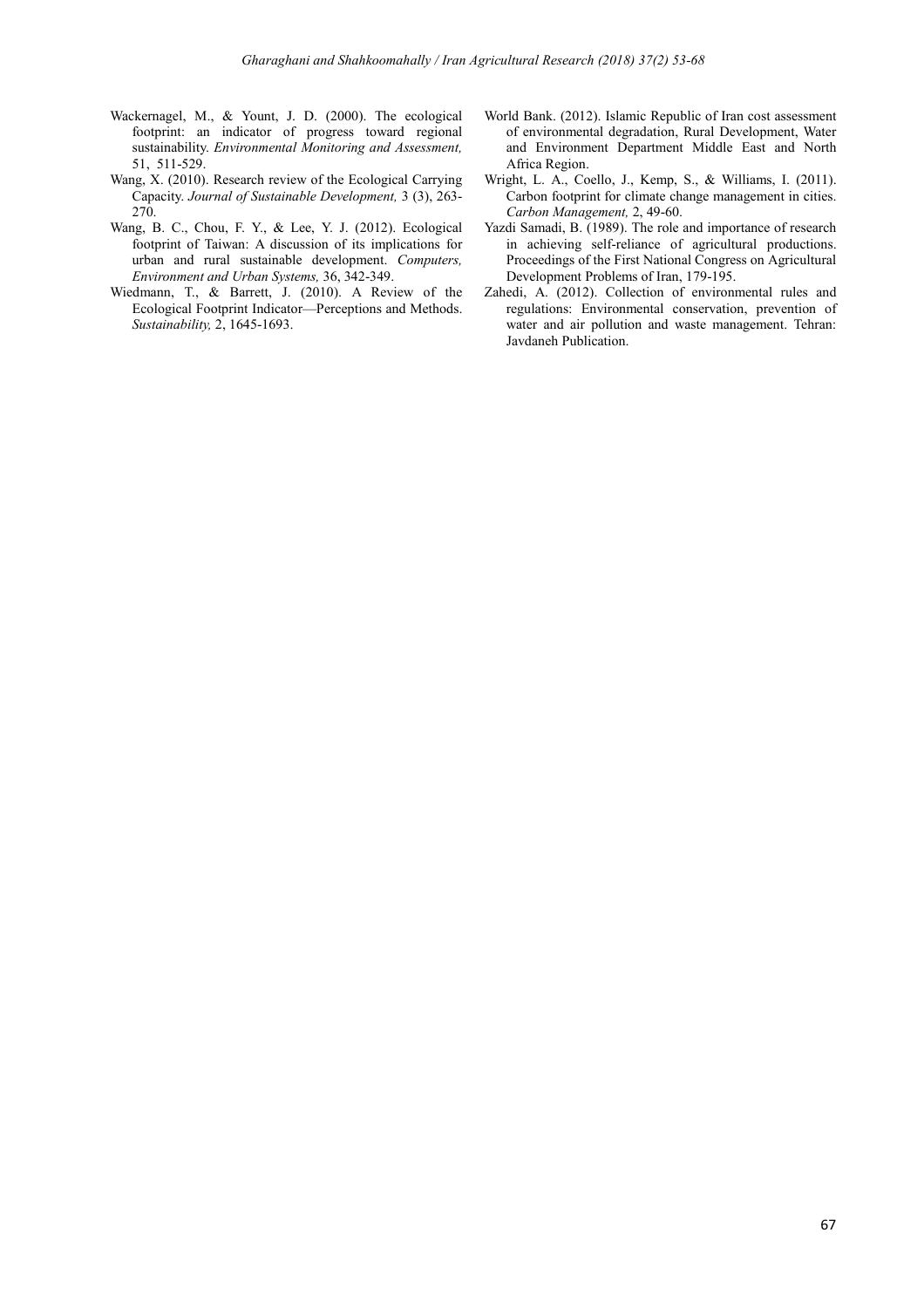Wackernagel, M., & Yount, J. D. (2000). The ecological footprint: an indicator of progress toward regional sustainability. *Environmental Monitoring and Assessment,* 51, 511-529.

Wang, X. (2010). Research review of the Ecological Carrying Capacity. *Journal of Sustainable Development,* 3 (3), 263-270.

Wang, B. C., Chou, F. Y., & Lee, Y. J. (2012). Ecological footprint of Taiwan: A discussion of its implications for urban and rural sustainable development. *Computers, Environment and Urban Systems,* 36, 342-349.

Wiedmann, T., & Barrett, J. (2010). A Review of the Ecological Footprint Indicator—Perceptions and Methods. *Sustainability,* 2, 1645-1693.

World Bank. (2012). Islamic Republic of Iran cost assessment of environmental degradation, Rural Development, Water and Environment Department Middle East and North Africa Region.

Wright, L. A., Coello, J., Kemp, S., & Williams, I. (2011). Carbon footprint for climate change management in cities. *Carbon Management,* 2, 49-60.

Yazdi Samadi, B. (1989). The role and importance of research in achieving self-reliance of agricultural productions. Proceedings of the First National Congress on Agricultural Development Problems of Iran, 179-195.

Zahedi, A. (2012). Collection of environmental rules and regulations: Environmental conservation, prevention of water and air pollution and waste management. Tehran: Javdaneh Publication.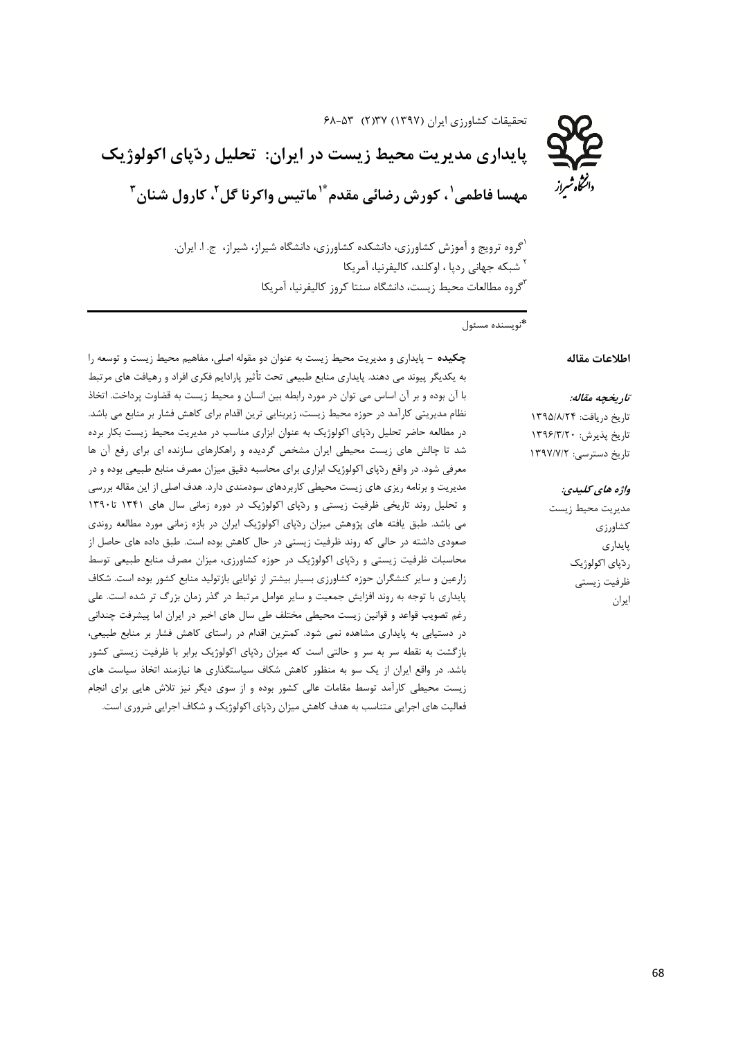# پایداری مدیریت محیط زیست در ایران: تحلیل ردّپای اکولوژیک

**مهسا فاطمی[1]، کورش رضائی مقدم*[1] ماتیس واکرنا گل[2]، کارول شنان[3]**

[1]گروه ترویج و آموزش کشاورزی، دانشکده کشاورزی، دانشگاه شیراز، شیراز، ج. ا. ایران.

[2] شبکه جهانی ردپا ، اوکلند، کالیفرنیا، آمریکا

[3]گروه مطالعات محیط زیست، دانشگاه سنتا کروز کالیفرنیا، آمریکا

*نویسنده مسئول

**اطلاعات مقاله**

***تاریخچه مقاله:***

تاریخ دریافت: ۱۳۹۵/۸/۲۴

تاریخ پذیرش: ۱۳۹۶/۳/۲۰

تاریخ دسترسی: ۱۳۹۷/۷/۲

***واژه های کلیدی:***

مدیریت محیط زیست

کشاورزی

پایداری

ردّپای اکولوژیک

ظرفیت زیستی

ایران

**چکیده** – پایداری و مدیریت محیط زیست به عنوان دو مقوله اصلی، مفاهیم محیط زیست و توسعه را به یکدیگر پیوند می دهند. پایداری منابع طبیعی تحت تأثیر پارادایم فکری افراد و رهیافت های مرتبط با آن بوده و بر آن اساس می توان در مورد رابطه بین انسان و محیط زیست به قضاوت پرداخت. اتخاذ نظام مدیریتی کارآمد در حوزه محیط زیست، زیربنایی ترین اقدام برای کاهش فشار بر منابع می باشد. در مطالعه حاضر تحلیل ردّپای اکولوژیک به عنوان ابزاری مناسب در مدیریت محیط زیست بکار برده شد تا چالش های زیست محیطی ایران مشخص گردیده و راهکارهای سازنده ای برای رفع آن ها معرفی شود. در واقع ردّپای اکولوژیک ابزاری برای محاسبه دقیق میزان مصرف منابع طبیعی بوده و در مدیریت و برنامه ریزی های زیست محیطی کاربردهای سودمندی دارد. هدف اصلی از این مقاله بررسی و تحلیل روند تاریخی ظرفیت زیستی و ردّپای اکولوژیک در دوره زمانی سال های ۱۳۴۱ تا۱۳۹۰ می باشد. طبق یافته های پژوهش میزان ردّپای اکولوژیک ایران در بازه زمانی مورد مطالعه روندی صعودی داشته در حالی که روند ظرفیت زیستی در حال کاهش بوده است. طبق داده های حاصل از محاسبات ظرفیت زیستی و ردّپای اکولوژیک در حوزه کشاورزی، میزان مصرف منابع طبیعی توسط زارعین و سایر کنشگران حوزه کشاورزی بسیار بیشتر از توانایی بازتولید منابع کشور بوده است. شکاف پایداری با توجه به روند افزایش جمعیت و سایر عوامل مرتبط در گذر زمان بزرگ تر شده است. علی رغم تصویب قواعد و قوانین زیست محیطی مختلف طی سال های اخیر در ایران اما پیشرفت چندانی در دستیابی به پایداری مشاهده نمی شود. کمترین اقدام در راستای کاهش فشار بر منابع طبیعی، بازگشت به نقطه سر به سر و حالتی است که میزان ردّپای اکولوژیک برابر با ظرفیت زیستی کشور باشد. در واقع ایران از یک سو به منظور کاهش شکاف سیاستگذاری ها نیازمند اتخاذ سیاست های زیست محیطی کارآمد توسط مقامات عالی کشور بوده و از سوی دیگر نیز تلاش هایی برای انجام فعالیت های اجرایی متناسب به هدف کاهش میزان ردّپای اکولوژیک و شکاف اجرایی ضروری است.